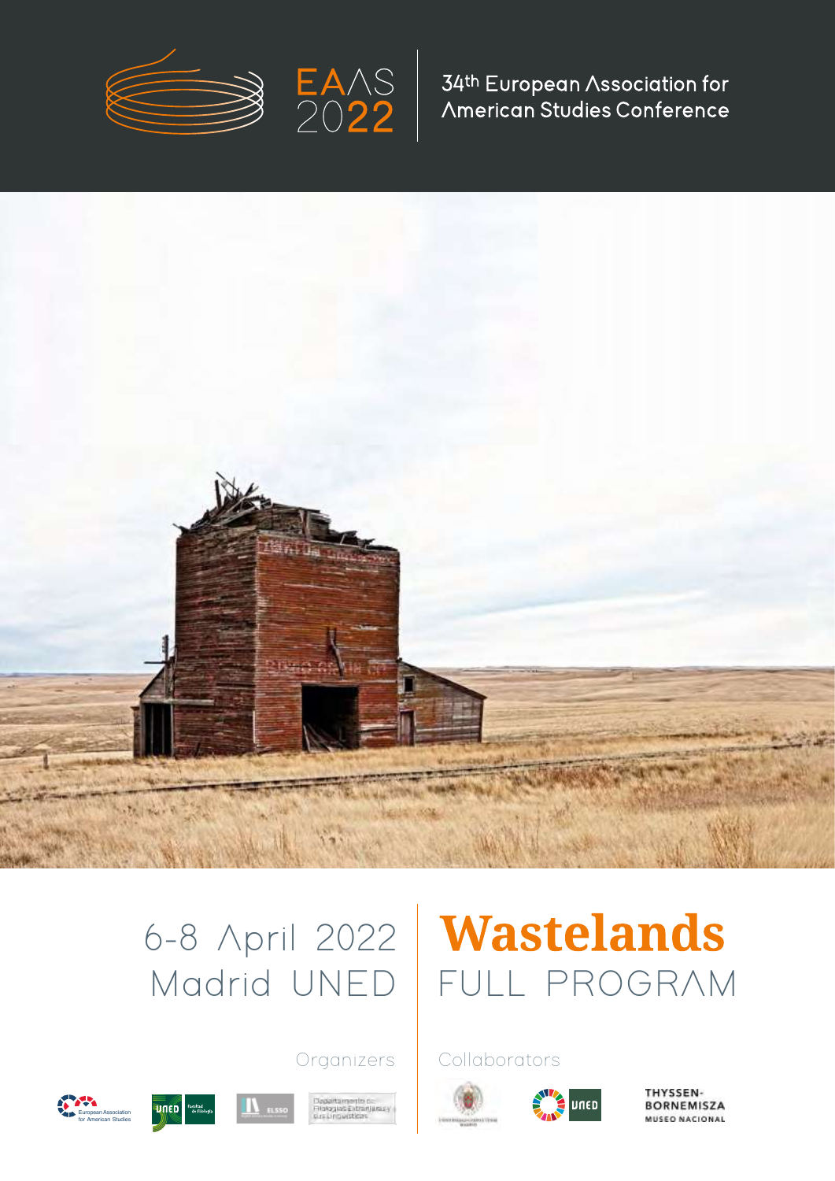EAAS 2022

34th European Association for American Studies Conference

6-8 April 2022

Madrid UNED

# Wastelands

## FULL PROGRAM

Organizers

European Association for American Studies

UNED Facultad de Filología

ELSSO

Departamento de Filologías Extranjeras y sus Lingüísticas

Collaborators

Universidad Complutense Madrid

UNED

THYSSEN-BORNEMISZA MUSEO NACIONAL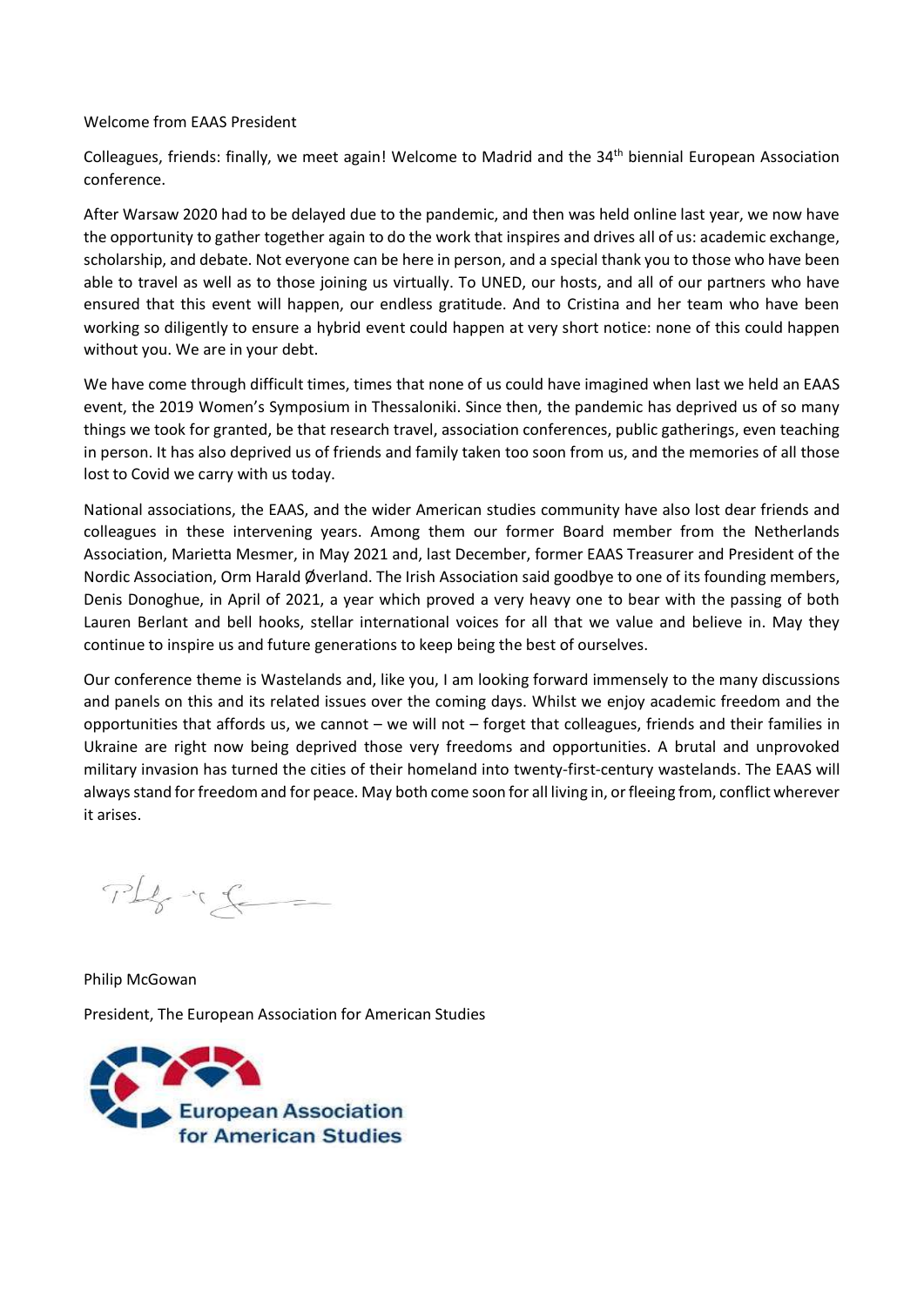Welcome from EAAS President

Colleagues, friends: finally, we meet again! Welcome to Madrid and the 34th biennial European Association conference.

After Warsaw 2020 had to be delayed due to the pandemic, and then was held online last year, we now have the opportunity to gather together again to do the work that inspires and drives all of us: academic exchange, scholarship, and debate. Not everyone can be here in person, and a special thank you to those who have been able to travel as well as to those joining us virtually. To UNED, our hosts, and all of our partners who have ensured that this event will happen, our endless gratitude. And to Cristina and her team who have been working so diligently to ensure a hybrid event could happen at very short notice: none of this could happen without you. We are in your debt.

We have come through difficult times, times that none of us could have imagined when last we held an EAAS event, the 2019 Women's Symposium in Thessaloniki. Since then, the pandemic has deprived us of so many things we took for granted, be that research travel, association conferences, public gatherings, even teaching in person. It has also deprived us of friends and family taken too soon from us, and the memories of all those lost to Covid we carry with us today.

National associations, the EAAS, and the wider American studies community have also lost dear friends and colleagues in these intervening years. Among them our former Board member from the Netherlands Association, Marietta Mesmer, in May 2021 and, last December, former EAAS Treasurer and President of the Nordic Association, Orm Harald Øverland. The Irish Association said goodbye to one of its founding members, Denis Donoghue, in April of 2021, a year which proved a very heavy one to bear with the passing of both Lauren Berlant and bell hooks, stellar international voices for all that we value and believe in. May they continue to inspire us and future generations to keep being the best of ourselves.

Our conference theme is Wastelands and, like you, I am looking forward immensely to the many discussions and panels on this and its related issues over the coming days. Whilst we enjoy academic freedom and the opportunities that affords us, we cannot – we will not – forget that colleagues, friends and their families in Ukraine are right now being deprived those very freedoms and opportunities. A brutal and unprovoked military invasion has turned the cities of their homeland into twenty-first-century wastelands. The EAAS will always stand for freedom and for peace. May both come soon for all living in, or fleeing from, conflict wherever it arises.

Philip McGowan

President, The European Association for American Studies

European Association for American Studies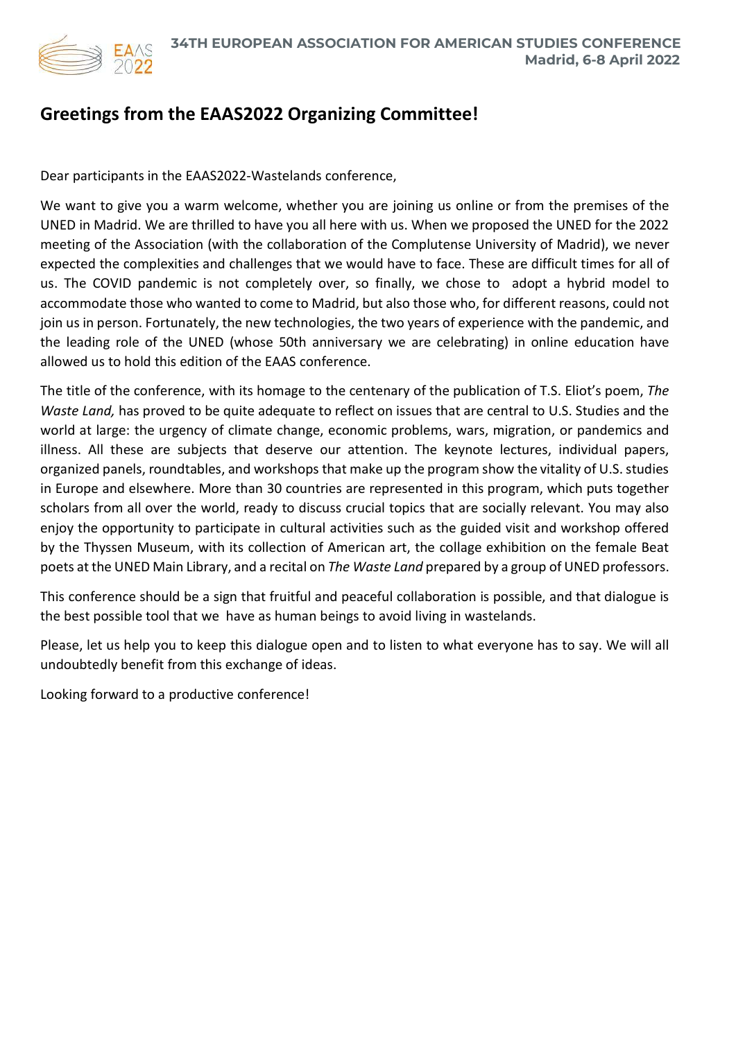## Greetings from the EAAS2022 Organizing Committee!

Dear participants in the EAAS2022-Wastelands conference,

We want to give you a warm welcome, whether you are joining us online or from the premises of the UNED in Madrid. We are thrilled to have you all here with us. When we proposed the UNED for the 2022 meeting of the Association (with the collaboration of the Complutense University of Madrid), we never expected the complexities and challenges that we would have to face. These are difficult times for all of us. The COVID pandemic is not completely over, so finally, we chose to adopt a hybrid model to accommodate those who wanted to come to Madrid, but also those who, for different reasons, could not join us in person. Fortunately, the new technologies, the two years of experience with the pandemic, and the leading role of the UNED (whose 50th anniversary we are celebrating) in online education have allowed us to hold this edition of the EAAS conference.

The title of the conference, with its homage to the centenary of the publication of T.S. Eliot's poem, *The Waste Land,* has proved to be quite adequate to reflect on issues that are central to U.S. Studies and the world at large: the urgency of climate change, economic problems, wars, migration, or pandemics and illness. All these are subjects that deserve our attention. The keynote lectures, individual papers, organized panels, roundtables, and workshops that make up the program show the vitality of U.S. studies in Europe and elsewhere. More than 30 countries are represented in this program, which puts together scholars from all over the world, ready to discuss crucial topics that are socially relevant. You may also enjoy the opportunity to participate in cultural activities such as the guided visit and workshop offered by the Thyssen Museum, with its collection of American art, the collage exhibition on the female Beat poets at the UNED Main Library, and a recital on *The Waste Land* prepared by a group of UNED professors.

This conference should be a sign that fruitful and peaceful collaboration is possible, and that dialogue is the best possible tool that we have as human beings to avoid living in wastelands.

Please, let us help you to keep this dialogue open and to listen to what everyone has to say. We will all undoubtedly benefit from this exchange of ideas.

Looking forward to a productive conference!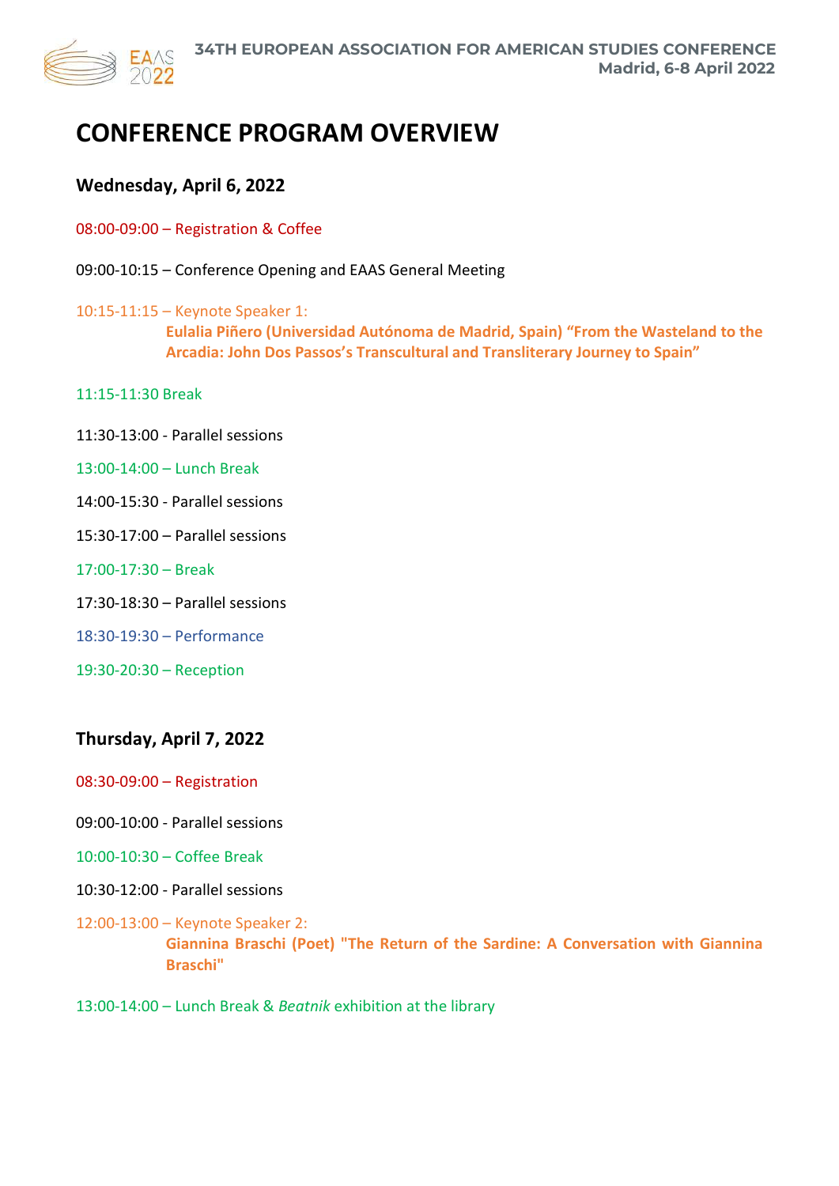# CONFERENCE PROGRAM OVERVIEW

## Wednesday, April 6, 2022

08:00-09:00 – Registration & Coffee

09:00-10:15 – Conference Opening and EAAS General Meeting

10:15-11:15 – Keynote Speaker 1:
**Eulalia Piñero (Universidad Autónoma de Madrid, Spain) "From the Wasteland to the Arcadia: John Dos Passos's Transcultural and Transliterary Journey to Spain"**

11:15-11:30 Break

11:30-13:00 - Parallel sessions

13:00-14:00 – Lunch Break

14:00-15:30 - Parallel sessions

15:30-17:00 – Parallel sessions

17:00-17:30 – Break

17:30-18:30 – Parallel sessions

18:30-19:30 – Performance

19:30-20:30 – Reception

## Thursday, April 7, 2022

08:30-09:00 – Registration

09:00-10:00 - Parallel sessions

10:00-10:30 – Coffee Break

10:30-12:00 - Parallel sessions

12:00-13:00 – Keynote Speaker 2:
**Giannina Braschi (Poet) "The Return of the Sardine: A Conversation with Giannina Braschi"**

13:00-14:00 – Lunch Break & *Beatnik* exhibition at the library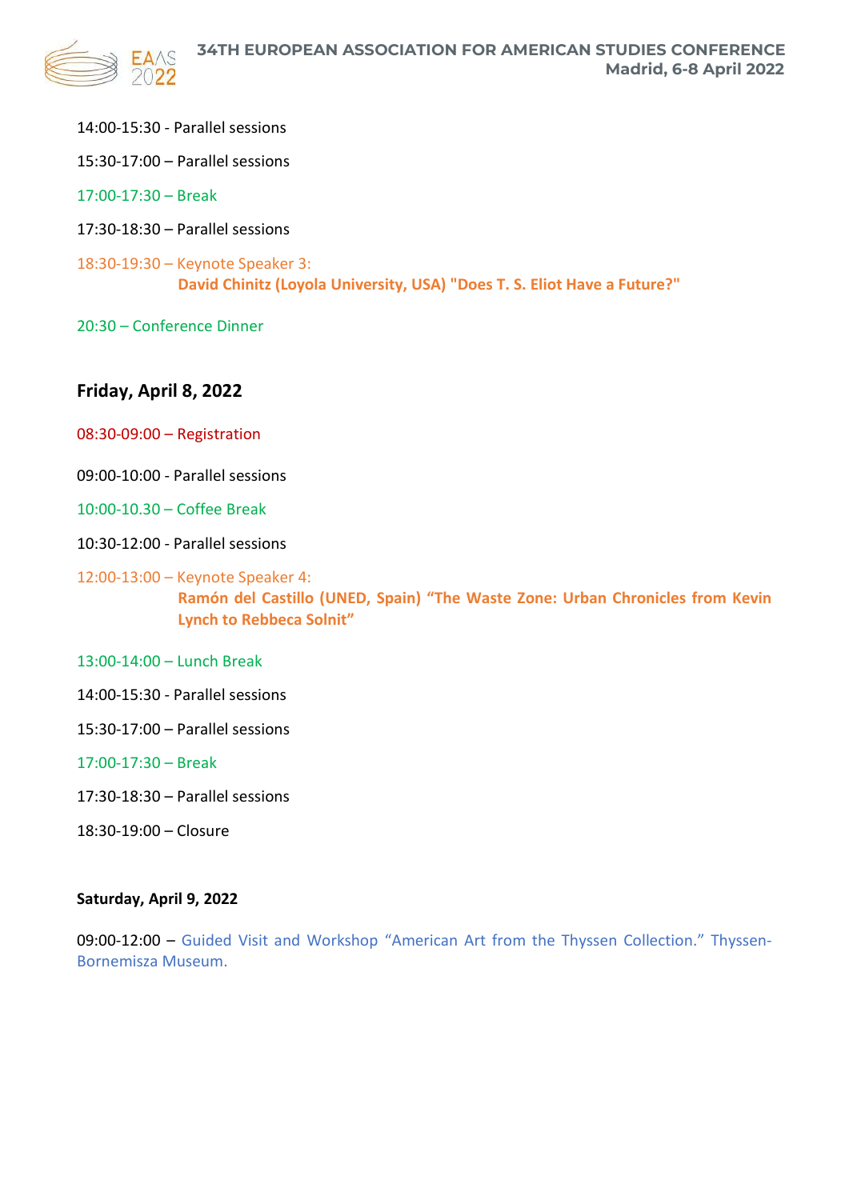14:00-15:30 - Parallel sessions

15:30-17:00 – Parallel sessions

17:00-17:30 – Break

17:30-18:30 – Parallel sessions

18:30-19:30 – Keynote Speaker 3:
**David Chinitz (Loyola University, USA) "Does T. S. Eliot Have a Future?"**

20:30 – Conference Dinner

## Friday, April 8, 2022

08:30-09:00 – Registration

09:00-10:00 - Parallel sessions

10:00-10.30 – Coffee Break

10:30-12:00 - Parallel sessions

12:00-13:00 – Keynote Speaker 4:
**Ramón del Castillo (UNED, Spain) "The Waste Zone: Urban Chronicles from Kevin Lynch to Rebbeca Solnit"**

13:00-14:00 – Lunch Break

14:00-15:30 - Parallel sessions

15:30-17:00 – Parallel sessions

17:00-17:30 – Break

17:30-18:30 – Parallel sessions

18:30-19:00 – Closure

### Saturday, April 9, 2022

09:00-12:00 – Guided Visit and Workshop "American Art from the Thyssen Collection." Thyssen-Bornemisza Museum.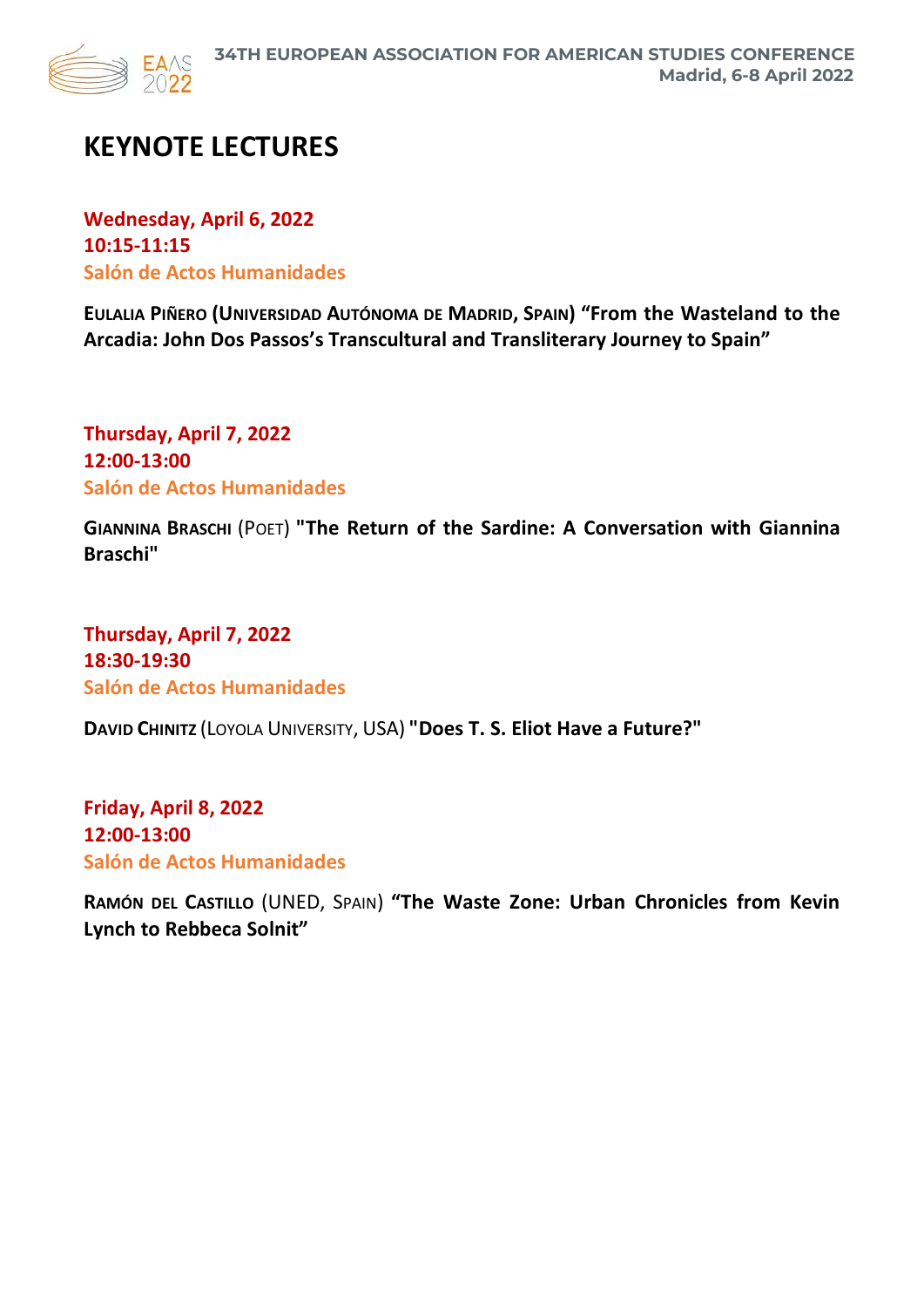# KEYNOTE LECTURES

**Wednesday, April 6, 2022**
**10:15-11:15**
**Salón de Actos Humanidades**

**Eulalia Piñero (Universidad Autónoma de Madrid, Spain) "From the Wasteland to the Arcadia: John Dos Passos's Transcultural and Transliterary Journey to Spain"**

**Thursday, April 7, 2022**
**12:00-13:00**
**Salón de Actos Humanidades**

**Giannina Braschi** (Poet) **"The Return of the Sardine: A Conversation with Giannina Braschi"**

**Thursday, April 7, 2022**
**18:30-19:30**
**Salón de Actos Humanidades**

**David Chinitz** (Loyola University, USA) **"Does T. S. Eliot Have a Future?"**

**Friday, April 8, 2022**
**12:00-13:00**
**Salón de Actos Humanidades**

**Ramón del Castillo** (UNED, Spain) **"The Waste Zone: Urban Chronicles from Kevin Lynch to Rebbeca Solnit"**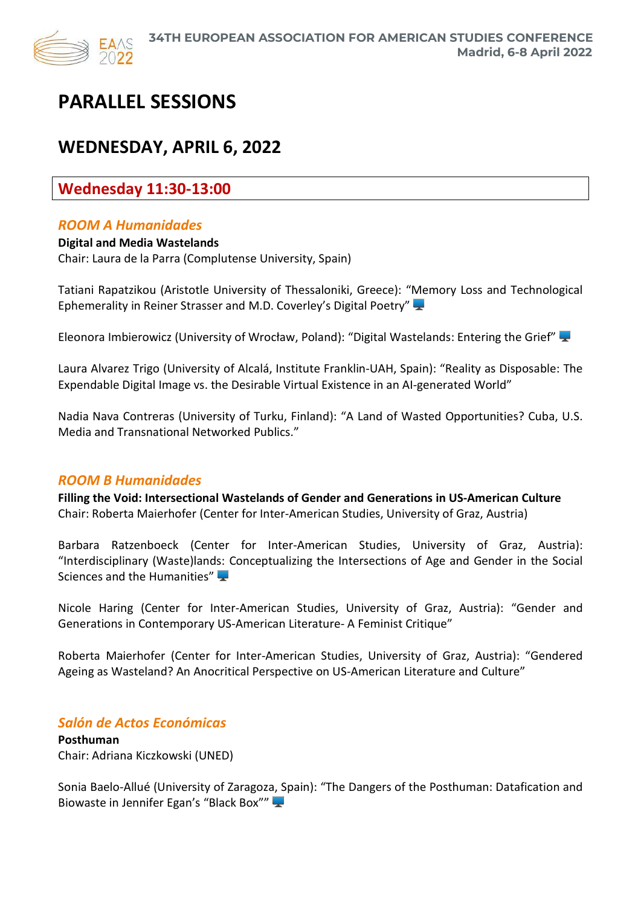# PARALLEL SESSIONS

## WEDNESDAY, APRIL 6, 2022

### Wednesday 11:30-13:00

#### *ROOM A Humanidades*

**Digital and Media Wastelands**
Chair: Laura de la Parra (Complutense University, Spain)

Tatiani Rapatzikou (Aristotle University of Thessaloniki, Greece): "Memory Loss and Technological Ephemerality in Reiner Strasser and M.D. Coverley's Digital Poetry" 🖥

Eleonora Imbierowicz (University of Wrocław, Poland): "Digital Wastelands: Entering the Grief" 🖥

Laura Alvarez Trigo (University of Alcalá, Institute Franklin-UAH, Spain): "Reality as Disposable: The Expendable Digital Image vs. the Desirable Virtual Existence in an AI-generated World"

Nadia Nava Contreras (University of Turku, Finland): "A Land of Wasted Opportunities? Cuba, U.S. Media and Transnational Networked Publics."

#### *ROOM B Humanidades*

**Filling the Void: Intersectional Wastelands of Gender and Generations in US-American Culture**
Chair: Roberta Maierhofer (Center for Inter-American Studies, University of Graz, Austria)

Barbara Ratzenboeck (Center for Inter-American Studies, University of Graz, Austria): "Interdisciplinary (Waste)lands: Conceptualizing the Intersections of Age and Gender in the Social Sciences and the Humanities" 🖥

Nicole Haring (Center for Inter-American Studies, University of Graz, Austria): "Gender and Generations in Contemporary US-American Literature- A Feminist Critique"

Roberta Maierhofer (Center for Inter-American Studies, University of Graz, Austria): "Gendered Ageing as Wasteland? An Anocritical Perspective on US-American Literature and Culture"

#### *Salón de Actos Económicas*

**Posthuman**
Chair: Adriana Kiczkowski (UNED)

Sonia Baelo-Allué (University of Zaragoza, Spain): "The Dangers of the Posthuman: Datafication and Biowaste in Jennifer Egan's "Black Box"" 🖥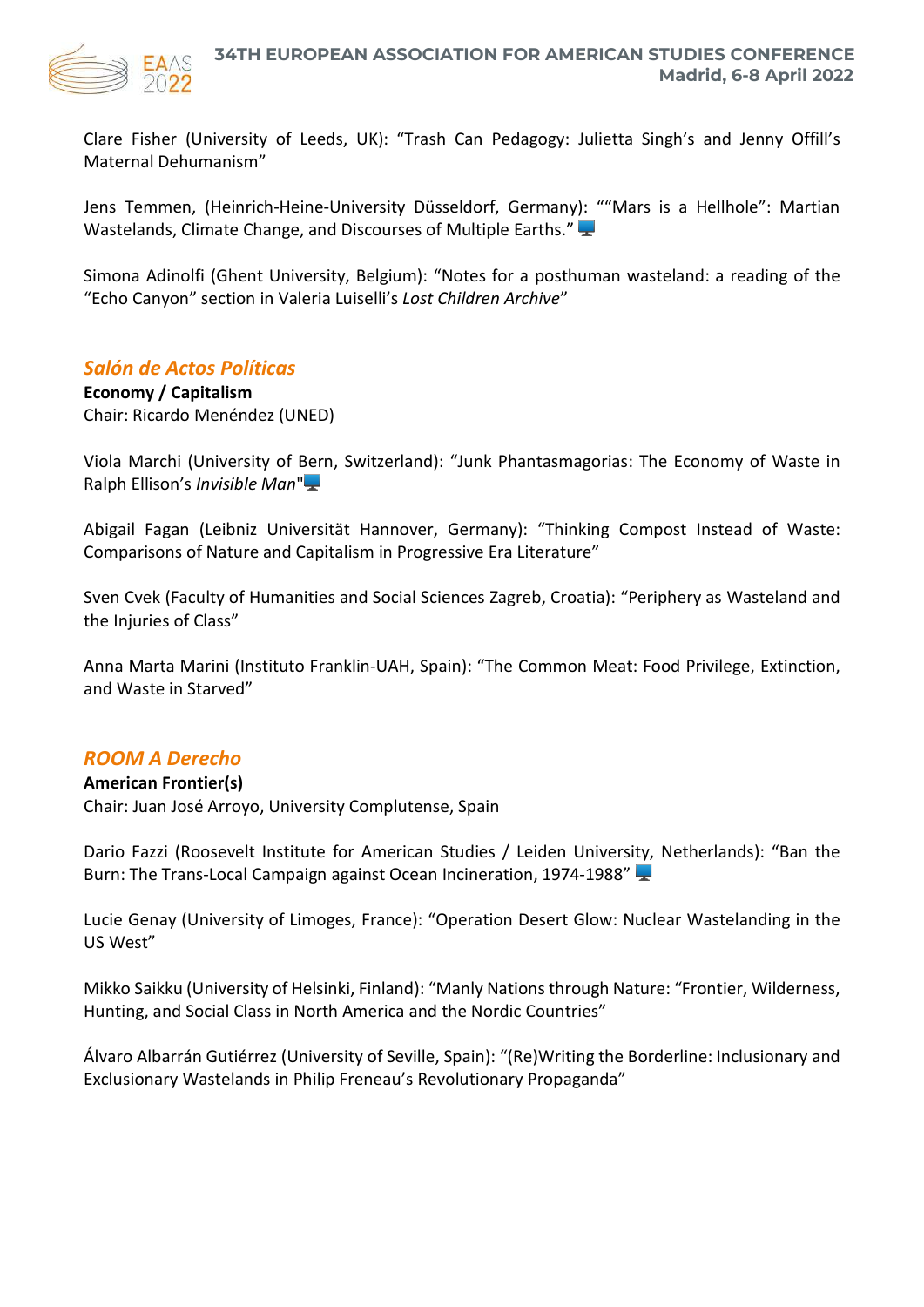Clare Fisher (University of Leeds, UK): "Trash Can Pedagogy: Julietta Singh's and Jenny Offill's Maternal Dehumanism"

Jens Temmen, (Heinrich-Heine-University Düsseldorf, Germany): ""Mars is a Hellhole": Martian Wastelands, Climate Change, and Discourses of Multiple Earths."

Simona Adinolfi (Ghent University, Belgium): "Notes for a posthuman wasteland: a reading of the "Echo Canyon" section in Valeria Luiselli's *Lost Children Archive*"

## *Salón de Actos Políticas*

**Economy / Capitalism**
Chair: Ricardo Menéndez (UNED)

Viola Marchi (University of Bern, Switzerland): "Junk Phantasmagorias: The Economy of Waste in Ralph Ellison's *Invisible Man*"

Abigail Fagan (Leibniz Universität Hannover, Germany): "Thinking Compost Instead of Waste: Comparisons of Nature and Capitalism in Progressive Era Literature"

Sven Cvek (Faculty of Humanities and Social Sciences Zagreb, Croatia): "Periphery as Wasteland and the Injuries of Class"

Anna Marta Marini (Instituto Franklin-UAH, Spain): "The Common Meat: Food Privilege, Extinction, and Waste in Starved"

## *ROOM A Derecho*

**American Frontier(s)**
Chair: Juan José Arroyo, University Complutense, Spain

Dario Fazzi (Roosevelt Institute for American Studies / Leiden University, Netherlands): "Ban the Burn: The Trans-Local Campaign against Ocean Incineration, 1974-1988"

Lucie Genay (University of Limoges, France): "Operation Desert Glow: Nuclear Wastelanding in the US West"

Mikko Saikku (University of Helsinki, Finland): "Manly Nations through Nature: "Frontier, Wilderness, Hunting, and Social Class in North America and the Nordic Countries"

Álvaro Albarrán Gutiérrez (University of Seville, Spain): "(Re)Writing the Borderline: Inclusionary and Exclusionary Wastelands in Philip Freneau's Revolutionary Propaganda"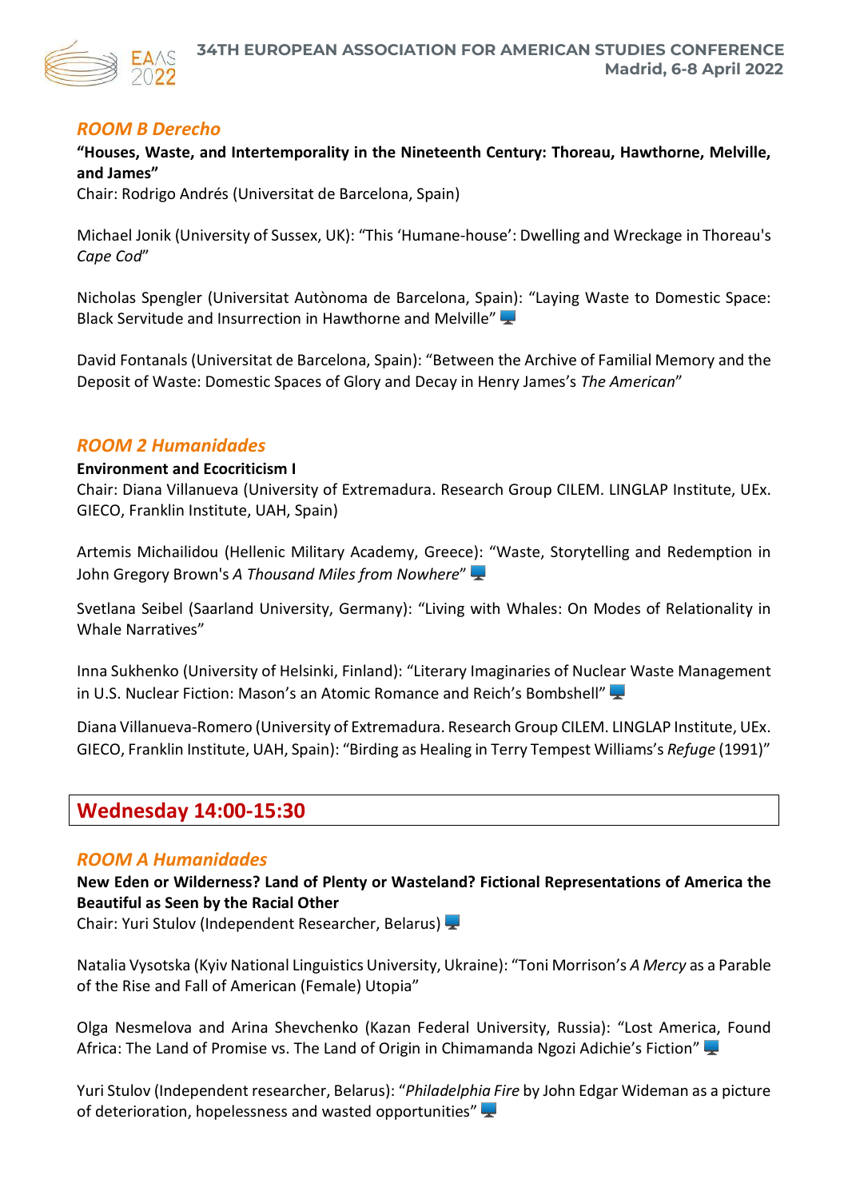### *ROOM B Derecho*

**"Houses, Waste, and Intertemporality in the Nineteenth Century: Thoreau, Hawthorne, Melville, and James"**
Chair: Rodrigo Andrés (Universitat de Barcelona, Spain)

Michael Jonik (University of Sussex, UK): "This 'Humane-house': Dwelling and Wreckage in Thoreau's *Cape Cod*"

Nicholas Spengler (Universitat Autònoma de Barcelona, Spain): "Laying Waste to Domestic Space: Black Servitude and Insurrection in Hawthorne and Melville" 🖥

David Fontanals (Universitat de Barcelona, Spain): "Between the Archive of Familial Memory and the Deposit of Waste: Domestic Spaces of Glory and Decay in Henry James's *The American*"

### *ROOM 2 Humanidades*

**Environment and Ecocriticism I**
Chair: Diana Villanueva (University of Extremadura. Research Group CILEM. LINGLAP Institute, UEx. GIECO, Franklin Institute, UAH, Spain)

Artemis Michailidou (Hellenic Military Academy, Greece): "Waste, Storytelling and Redemption in John Gregory Brown's *A Thousand Miles from Nowhere*" 🖥

Svetlana Seibel (Saarland University, Germany): "Living with Whales: On Modes of Relationality in Whale Narratives"

Inna Sukhenko (University of Helsinki, Finland): "Literary Imaginaries of Nuclear Waste Management in U.S. Nuclear Fiction: Mason's an Atomic Romance and Reich's Bombshell" 🖥

Diana Villanueva-Romero (University of Extremadura. Research Group CILEM. LINGLAP Institute, UEx. GIECO, Franklin Institute, UAH, Spain): "Birding as Healing in Terry Tempest Williams's *Refuge* (1991)"

## Wednesday 14:00-15:30

### *ROOM A Humanidades*

**New Eden or Wilderness? Land of Plenty or Wasteland? Fictional Representations of America the Beautiful as Seen by the Racial Other**
Chair: Yuri Stulov (Independent Researcher, Belarus) 🖥

Natalia Vysotska (Kyiv National Linguistics University, Ukraine): "Toni Morrison's *A Mercy* as a Parable of the Rise and Fall of American (Female) Utopia"

Olga Nesmelova and Arina Shevchenko (Kazan Federal University, Russia): "Lost America, Found Africa: The Land of Promise vs. The Land of Origin in Chimamanda Ngozi Adichie's Fiction" 🖥

Yuri Stulov (Independent researcher, Belarus): "*Philadelphia Fire* by John Edgar Wideman as a picture of deterioration, hopelessness and wasted opportunities" 🖥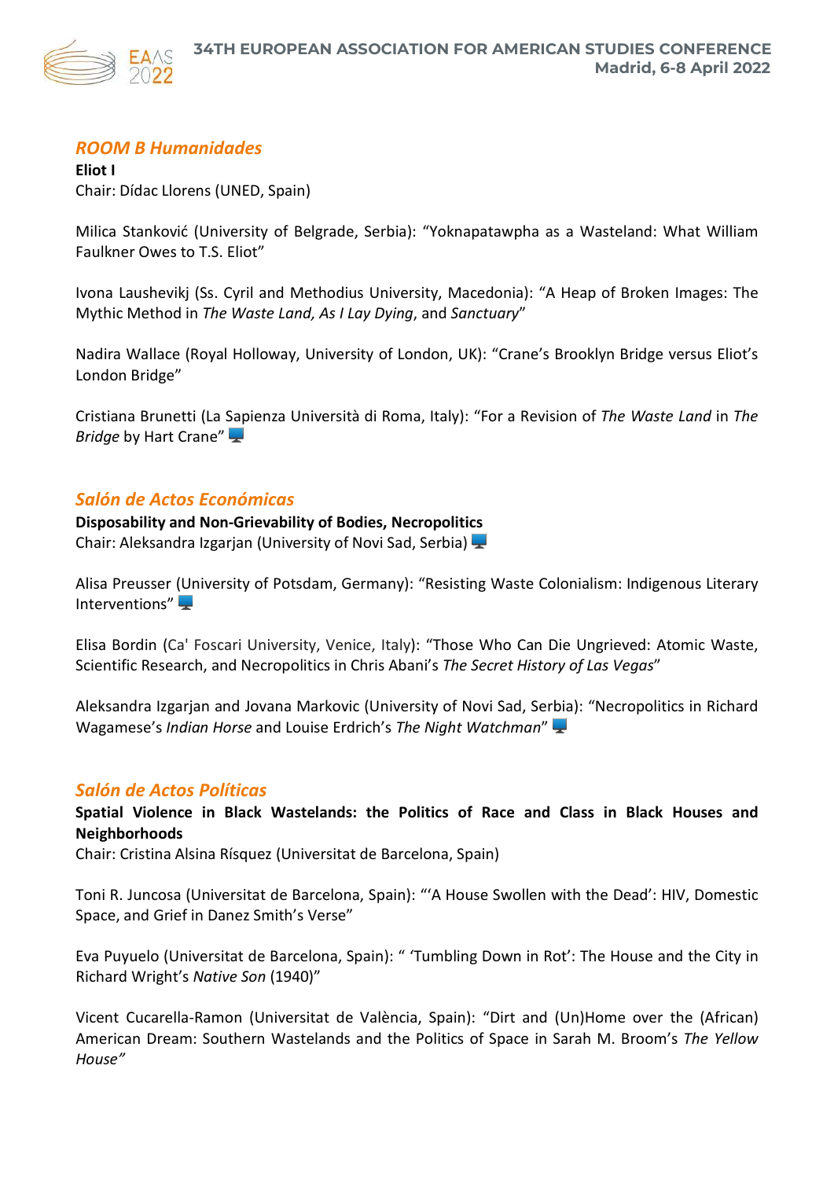## *ROOM B Humanidades*

**Eliot I**
Chair: Dídac Llorens (UNED, Spain)

Milica Stanković (University of Belgrade, Serbia): "Yoknapatawpha as a Wasteland: What William Faulkner Owes to T.S. Eliot"

Ivona Laushevikj (Ss. Cyril and Methodius University, Macedonia): "A Heap of Broken Images: The Mythic Method in *The Waste Land, As I Lay Dying*, and *Sanctuary*"

Nadira Wallace (Royal Holloway, University of London, UK): "Crane's Brooklyn Bridge versus Eliot's London Bridge"

Cristiana Brunetti (La Sapienza Università di Roma, Italy): "For a Revision of *The Waste Land* in *The Bridge* by Hart Crane"

## *Salón de Actos Económicas*

**Disposability and Non-Grievability of Bodies, Necropolitics**
Chair: Aleksandra Izgarjan (University of Novi Sad, Serbia)

Alisa Preusser (University of Potsdam, Germany): "Resisting Waste Colonialism: Indigenous Literary Interventions"

Elisa Bordin (Ca' Foscari University, Venice, Italy): "Those Who Can Die Ungrieved: Atomic Waste, Scientific Research, and Necropolitics in Chris Abani's *The Secret History of Las Vegas*"

Aleksandra Izgarjan and Jovana Markovic (University of Novi Sad, Serbia): "Necropolitics in Richard Wagamese's *Indian Horse* and Louise Erdrich's *The Night Watchman*"

## *Salón de Actos Políticas*

**Spatial Violence in Black Wastelands: the Politics of Race and Class in Black Houses and Neighborhoods**
Chair: Cristina Alsina Rísquez (Universitat de Barcelona, Spain)

Toni R. Juncosa (Universitat de Barcelona, Spain): "'A House Swollen with the Dead': HIV, Domestic Space, and Grief in Danez Smith's Verse"

Eva Puyuelo (Universitat de Barcelona, Spain): " 'Tumbling Down in Rot': The House and the City in Richard Wright's *Native Son* (1940)"

Vicent Cucarella-Ramon (Universitat de València, Spain): "Dirt and (Un)Home over the (African) American Dream: Southern Wastelands and the Politics of Space in Sarah M. Broom's *The Yellow House"*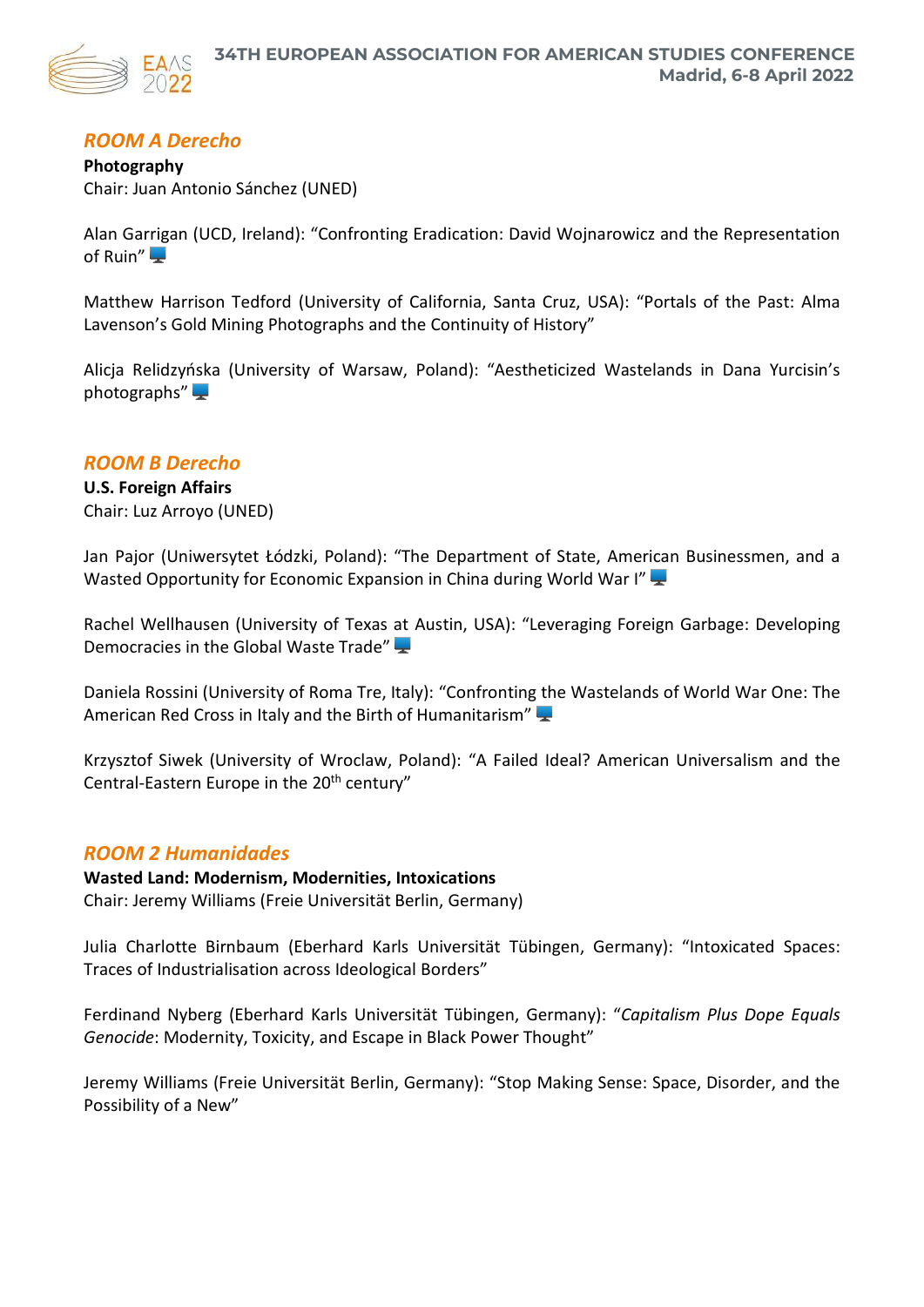## ROOM A Derecho

**Photography**
Chair: Juan Antonio Sánchez (UNED)

Alan Garrigan (UCD, Ireland): "Confronting Eradication: David Wojnarowicz and the Representation of Ruin" 🖥

Matthew Harrison Tedford (University of California, Santa Cruz, USA): "Portals of the Past: Alma Lavenson's Gold Mining Photographs and the Continuity of History"

Alicja Relidzyńska (University of Warsaw, Poland): "Aestheticized Wastelands in Dana Yurcisin's photographs" 🖥

## ROOM B Derecho

**U.S. Foreign Affairs**
Chair: Luz Arroyo (UNED)

Jan Pajor (Uniwersytet Łódzki, Poland): "The Department of State, American Businessmen, and a Wasted Opportunity for Economic Expansion in China during World War I" 🖥

Rachel Wellhausen (University of Texas at Austin, USA): "Leveraging Foreign Garbage: Developing Democracies in the Global Waste Trade" 🖥

Daniela Rossini (University of Roma Tre, Italy): "Confronting the Wastelands of World War One: The American Red Cross in Italy and the Birth of Humanitarism" 🖥

Krzysztof Siwek (University of Wroclaw, Poland): "A Failed Ideal? American Universalism and the Central-Eastern Europe in the 20th century"

## ROOM 2 Humanidades

**Wasted Land: Modernism, Modernities, Intoxications**
Chair: Jeremy Williams (Freie Universität Berlin, Germany)

Julia Charlotte Birnbaum (Eberhard Karls Universität Tübingen, Germany): "Intoxicated Spaces: Traces of Industrialisation across Ideological Borders"

Ferdinand Nyberg (Eberhard Karls Universität Tübingen, Germany): "*Capitalism Plus Dope Equals Genocide*: Modernity, Toxicity, and Escape in Black Power Thought"

Jeremy Williams (Freie Universität Berlin, Germany): "Stop Making Sense: Space, Disorder, and the Possibility of a New"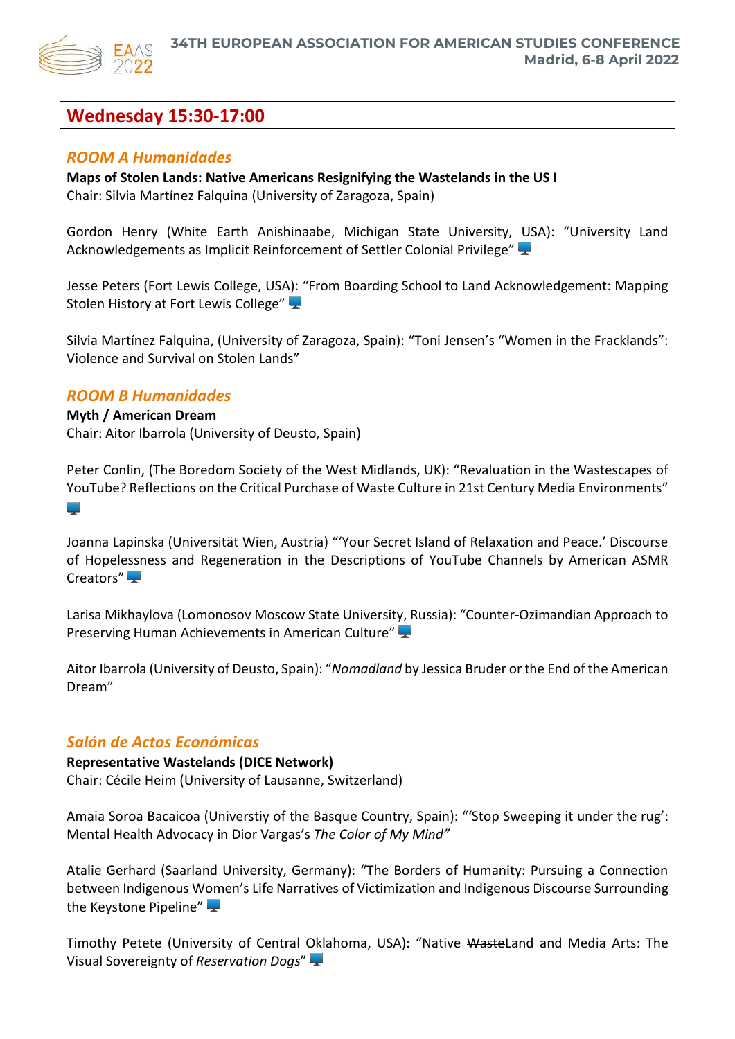## Wednesday 15:30-17:00

### *ROOM A Humanidades*

**Maps of Stolen Lands: Native Americans Resignifying the Wastelands in the US I**
Chair: Silvia Martínez Falquina (University of Zaragoza, Spain)

Gordon Henry (White Earth Anishinaabe, Michigan State University, USA): "University Land Acknowledgements as Implicit Reinforcement of Settler Colonial Privilege"

Jesse Peters (Fort Lewis College, USA): "From Boarding School to Land Acknowledgement: Mapping Stolen History at Fort Lewis College"

Silvia Martínez Falquina, (University of Zaragoza, Spain): "Toni Jensen's "Women in the Fracklands": Violence and Survival on Stolen Lands"

### *ROOM B Humanidades*

**Myth / American Dream**
Chair: Aitor Ibarrola (University of Deusto, Spain)

Peter Conlin, (The Boredom Society of the West Midlands, UK): "Revaluation in the Wastescapes of YouTube? Reflections on the Critical Purchase of Waste Culture in 21st Century Media Environments"

Joanna Lapinska (Universität Wien, Austria) "'Your Secret Island of Relaxation and Peace.' Discourse of Hopelessness and Regeneration in the Descriptions of YouTube Channels by American ASMR Creators"

Larisa Mikhaylova (Lomonosov Moscow State University, Russia): "Counter-Ozimandian Approach to Preserving Human Achievements in American Culture"

Aitor Ibarrola (University of Deusto, Spain): "*Nomadland* by Jessica Bruder or the End of the American Dream"

### *Salón de Actos Económicas*

**Representative Wastelands (DICE Network)**
Chair: Cécile Heim (University of Lausanne, Switzerland)

Amaia Soroa Bacaicoa (Universtiy of the Basque Country, Spain): "'Stop Sweeping it under the rug': Mental Health Advocacy in Dior Vargas's *The Color of My Mind"*

Atalie Gerhard (Saarland University, Germany): "The Borders of Humanity: Pursuing a Connection between Indigenous Women's Life Narratives of Victimization and Indigenous Discourse Surrounding the Keystone Pipeline"

Timothy Petete (University of Central Oklahoma, USA): "Native ~~Waste~~Land and Media Arts: The Visual Sovereignty of *Reservation Dogs*"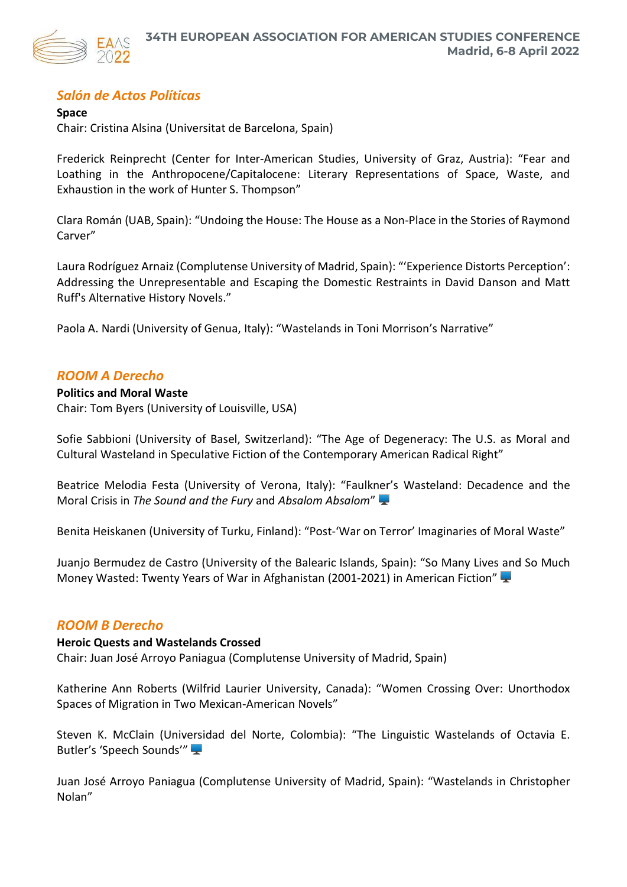## *Salón de Actos Políticas*

**Space**
Chair: Cristina Alsina (Universitat de Barcelona, Spain)

Frederick Reinprecht (Center for Inter-American Studies, University of Graz, Austria): "Fear and Loathing in the Anthropocene/Capitalocene: Literary Representations of Space, Waste, and Exhaustion in the work of Hunter S. Thompson"

Clara Román (UAB, Spain): "Undoing the House: The House as a Non-Place in the Stories of Raymond Carver"

Laura Rodríguez Arnaiz (Complutense University of Madrid, Spain): "'Experience Distorts Perception': Addressing the Unrepresentable and Escaping the Domestic Restraints in David Danson and Matt Ruff's Alternative History Novels."

Paola A. Nardi (University of Genua, Italy): "Wastelands in Toni Morrison's Narrative"

## *ROOM A Derecho*

**Politics and Moral Waste**
Chair: Tom Byers (University of Louisville, USA)

Sofie Sabbioni (University of Basel, Switzerland): "The Age of Degeneracy: The U.S. as Moral and Cultural Wasteland in Speculative Fiction of the Contemporary American Radical Right"

Beatrice Melodia Festa (University of Verona, Italy): "Faulkner's Wasteland: Decadence and the Moral Crisis in *The Sound and the Fury* and *Absalom Absalom*" 🖥️

Benita Heiskanen (University of Turku, Finland): "Post-'War on Terror' Imaginaries of Moral Waste"

Juanjo Bermudez de Castro (University of the Balearic Islands, Spain): "So Many Lives and So Much Money Wasted: Twenty Years of War in Afghanistan (2001-2021) in American Fiction" 🖥️

## *ROOM B Derecho*

**Heroic Quests and Wastelands Crossed**
Chair: Juan José Arroyo Paniagua (Complutense University of Madrid, Spain)

Katherine Ann Roberts (Wilfrid Laurier University, Canada): "Women Crossing Over: Unorthodox Spaces of Migration in Two Mexican-American Novels"

Steven K. McClain (Universidad del Norte, Colombia): "The Linguistic Wastelands of Octavia E. Butler's 'Speech Sounds'" 🖥️

Juan José Arroyo Paniagua (Complutense University of Madrid, Spain): "Wastelands in Christopher Nolan"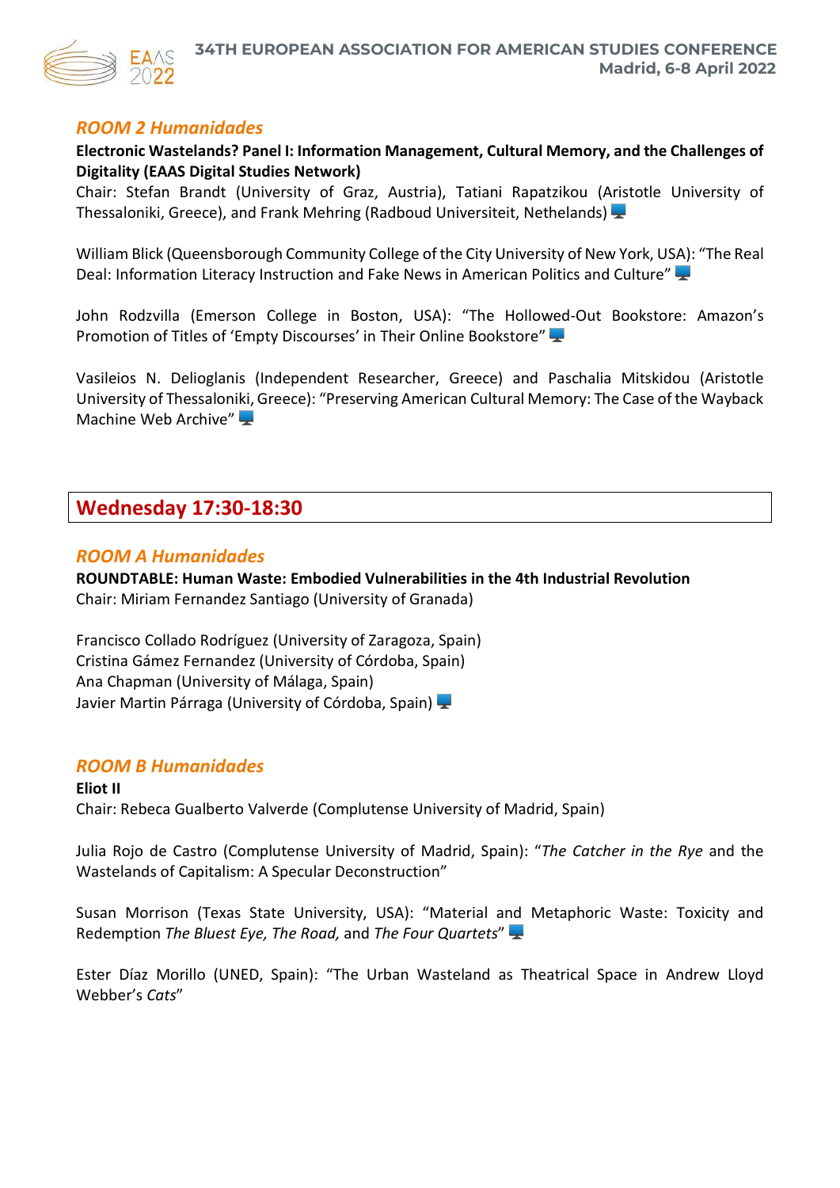## *ROOM 2 Humanidades*

**Electronic Wastelands? Panel I: Information Management, Cultural Memory, and the Challenges of Digitality (EAAS Digital Studies Network)**
Chair: Stefan Brandt (University of Graz, Austria), Tatiani Rapatzikou (Aristotle University of Thessaloniki, Greece), and Frank Mehring (Radboud Universiteit, Nethelands)

William Blick (Queensborough Community College of the City University of New York, USA): "The Real Deal: Information Literacy Instruction and Fake News in American Politics and Culture"

John Rodzvilla (Emerson College in Boston, USA): "The Hollowed-Out Bookstore: Amazon's Promotion of Titles of 'Empty Discourses' in Their Online Bookstore"

Vasileios N. Delioglanis (Independent Researcher, Greece) and Paschalia Mitskidou (Aristotle University of Thessaloniki, Greece): "Preserving American Cultural Memory: The Case of the Wayback Machine Web Archive"

# Wednesday 17:30-18:30

## *ROOM A Humanidades*

**ROUNDTABLE: Human Waste: Embodied Vulnerabilities in the 4th Industrial Revolution**
Chair: Miriam Fernandez Santiago (University of Granada)

Francisco Collado Rodríguez (University of Zaragoza, Spain)
Cristina Gámez Fernandez (University of Córdoba, Spain)
Ana Chapman (University of Málaga, Spain)
Javier Martin Párraga (University of Córdoba, Spain)

## *ROOM B Humanidades*

**Eliot II**
Chair: Rebeca Gualberto Valverde (Complutense University of Madrid, Spain)

Julia Rojo de Castro (Complutense University of Madrid, Spain): "*The Catcher in the Rye* and the Wastelands of Capitalism: A Specular Deconstruction"

Susan Morrison (Texas State University, USA): "Material and Metaphoric Waste: Toxicity and Redemption *The Bluest Eye, The Road,* and *The Four Quartets*"

Ester Díaz Morillo (UNED, Spain): "The Urban Wasteland as Theatrical Space in Andrew Lloyd Webber's *Cats*"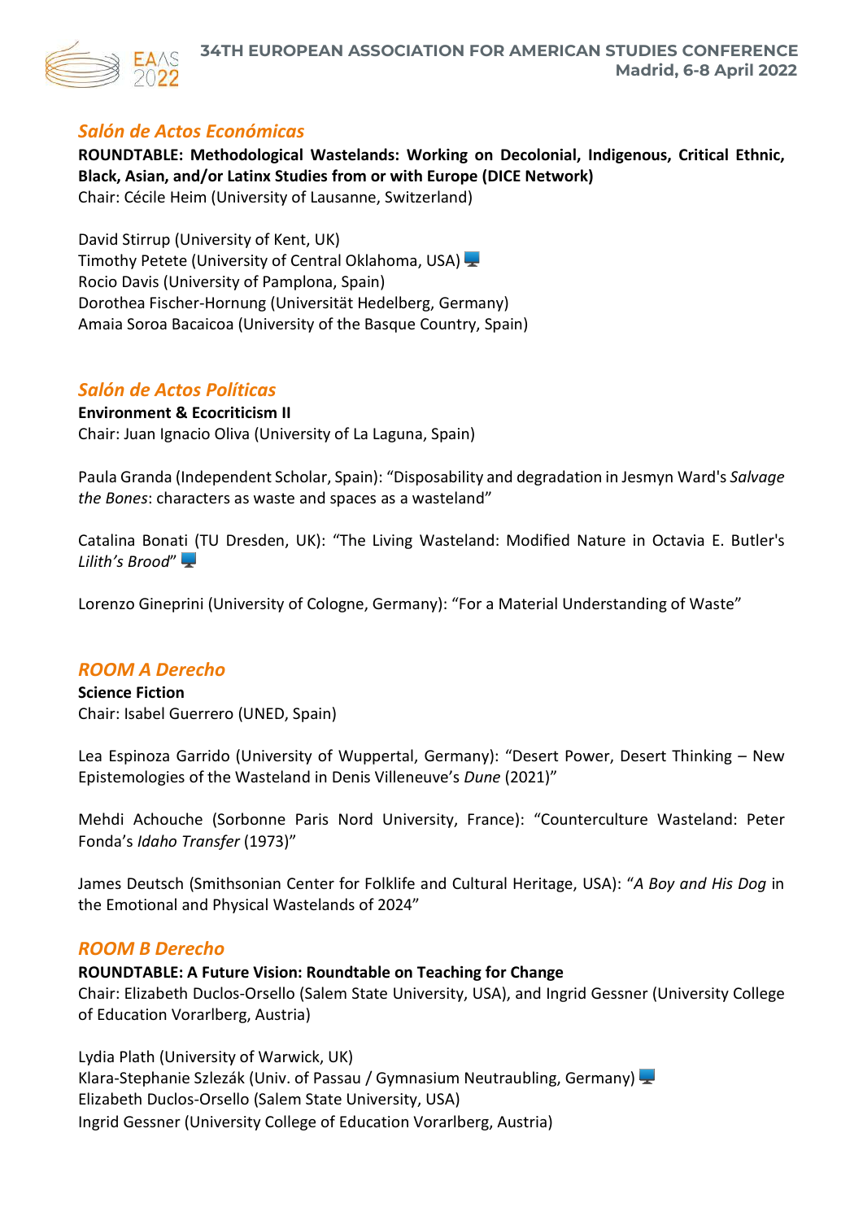## *Salón de Actos Económicas*

**ROUNDTABLE: Methodological Wastelands: Working on Decolonial, Indigenous, Critical Ethnic, Black, Asian, and/or Latinx Studies from or with Europe (DICE Network)**
Chair: Cécile Heim (University of Lausanne, Switzerland)

David Stirrup (University of Kent, UK)
Timothy Petete (University of Central Oklahoma, USA)
Rocio Davis (University of Pamplona, Spain)
Dorothea Fischer-Hornung (Universität Hedelberg, Germany)
Amaia Soroa Bacaicoa (University of the Basque Country, Spain)

## *Salón de Actos Políticas*

**Environment & Ecocriticism II**
Chair: Juan Ignacio Oliva (University of La Laguna, Spain)

Paula Granda (Independent Scholar, Spain): "Disposability and degradation in Jesmyn Ward's *Salvage the Bones*: characters as waste and spaces as a wasteland"

Catalina Bonati (TU Dresden, UK): "The Living Wasteland: Modified Nature in Octavia E. Butler's *Lilith's Brood*"

Lorenzo Gineprini (University of Cologne, Germany): "For a Material Understanding of Waste"

## *ROOM A Derecho*

**Science Fiction**
Chair: Isabel Guerrero (UNED, Spain)

Lea Espinoza Garrido (University of Wuppertal, Germany): "Desert Power, Desert Thinking – New Epistemologies of the Wasteland in Denis Villeneuve's *Dune* (2021)"

Mehdi Achouche (Sorbonne Paris Nord University, France): "Counterculture Wasteland: Peter Fonda's *Idaho Transfer* (1973)"

James Deutsch (Smithsonian Center for Folklife and Cultural Heritage, USA): "*A Boy and His Dog* in the Emotional and Physical Wastelands of 2024"

## *ROOM B Derecho*

**ROUNDTABLE: A Future Vision: Roundtable on Teaching for Change**
Chair: Elizabeth Duclos-Orsello (Salem State University, USA), and Ingrid Gessner (University College of Education Vorarlberg, Austria)

Lydia Plath (University of Warwick, UK)
Klara-Stephanie Szlezák (Univ. of Passau / Gymnasium Neutraubling, Germany)
Elizabeth Duclos-Orsello (Salem State University, USA)
Ingrid Gessner (University College of Education Vorarlberg, Austria)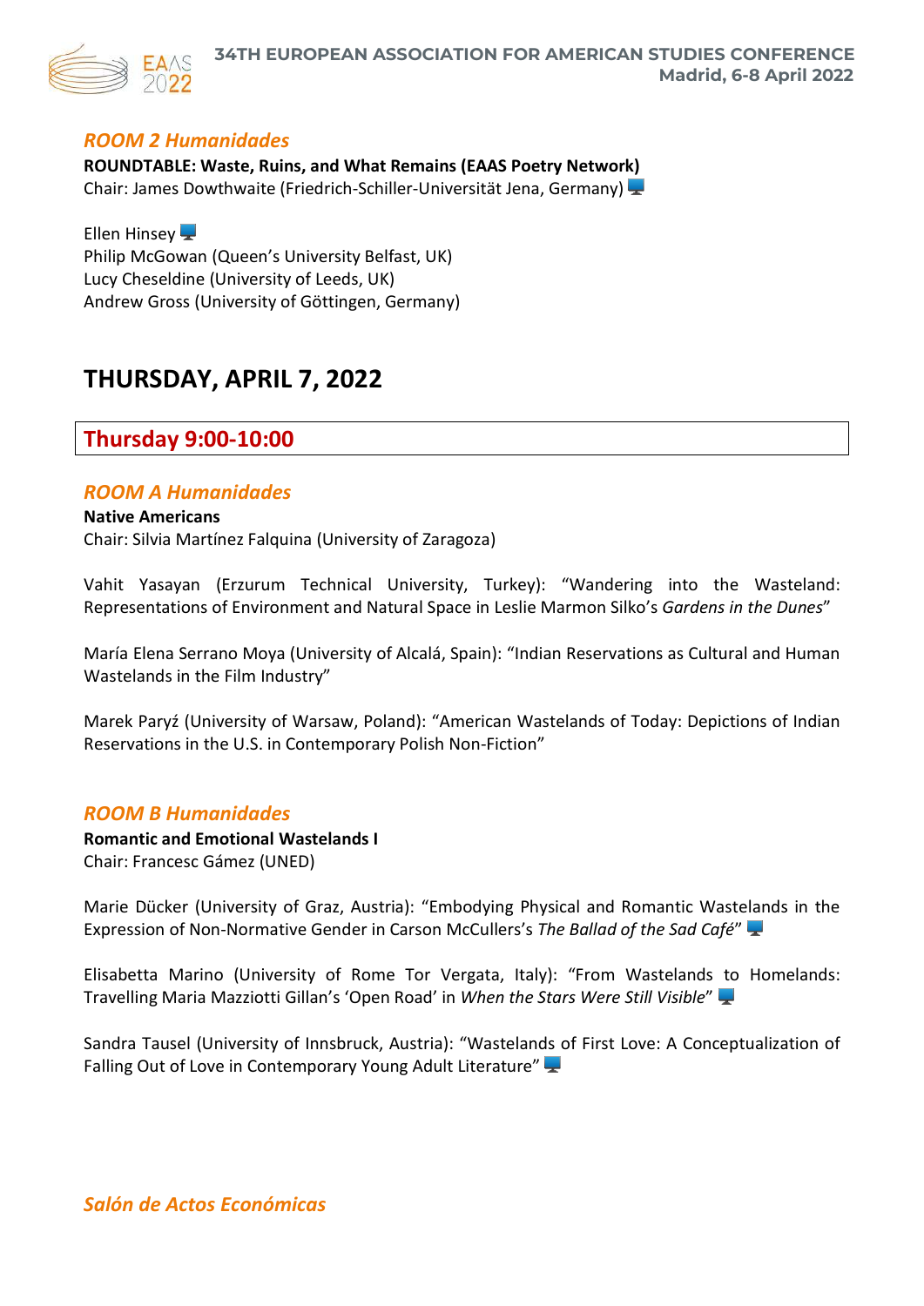## *ROOM 2 Humanidades*

**ROUNDTABLE: Waste, Ruins, and What Remains (EAAS Poetry Network)**
Chair: James Dowthwaite (Friedrich-Schiller-Universität Jena, Germany)

Ellen Hinsey
Philip McGowan (Queen's University Belfast, UK)
Lucy Cheseldine (University of Leeds, UK)
Andrew Gross (University of Göttingen, Germany)

# THURSDAY, APRIL 7, 2022

## Thursday 9:00-10:00

### *ROOM A Humanidades*

**Native Americans**
Chair: Silvia Martínez Falquina (University of Zaragoza)

Vahit Yasayan (Erzurum Technical University, Turkey): "Wandering into the Wasteland: Representations of Environment and Natural Space in Leslie Marmon Silko's *Gardens in the Dunes*"

María Elena Serrano Moya (University of Alcalá, Spain): "Indian Reservations as Cultural and Human Wastelands in the Film Industry"

Marek Paryź (University of Warsaw, Poland): "American Wastelands of Today: Depictions of Indian Reservations in the U.S. in Contemporary Polish Non-Fiction"

### *ROOM B Humanidades*

**Romantic and Emotional Wastelands I**
Chair: Francesc Gámez (UNED)

Marie Dücker (University of Graz, Austria): "Embodying Physical and Romantic Wastelands in the Expression of Non-Normative Gender in Carson McCullers's *The Ballad of the Sad Café*"

Elisabetta Marino (University of Rome Tor Vergata, Italy): "From Wastelands to Homelands: Travelling Maria Mazziotti Gillan's 'Open Road' in *When the Stars Were Still Visible*"

Sandra Tausel (University of Innsbruck, Austria): "Wastelands of First Love: A Conceptualization of Falling Out of Love in Contemporary Young Adult Literature"

### *Salón de Actos Económicas*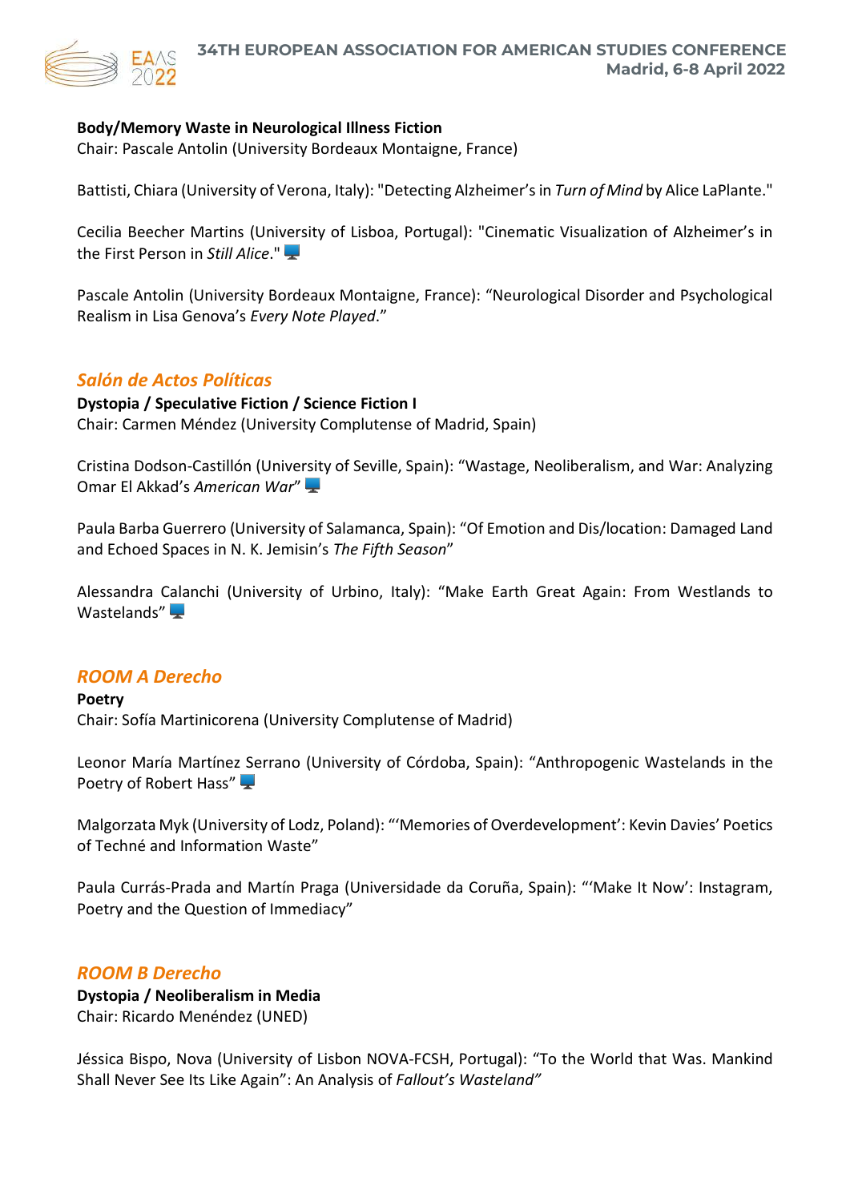**Body/Memory Waste in Neurological Illness Fiction**
Chair: Pascale Antolin (University Bordeaux Montaigne, France)

Battisti, Chiara (University of Verona, Italy): "Detecting Alzheimer's in *Turn of Mind* by Alice LaPlante."

Cecilia Beecher Martins (University of Lisboa, Portugal): "Cinematic Visualization of Alzheimer's in the First Person in *Still Alice*."

Pascale Antolin (University Bordeaux Montaigne, France): "Neurological Disorder and Psychological Realism in Lisa Genova's *Every Note Played*."

## *Salón de Actos Políticas*

**Dystopia / Speculative Fiction / Science Fiction I**
Chair: Carmen Méndez (University Complutense of Madrid, Spain)

Cristina Dodson-Castillón (University of Seville, Spain): "Wastage, Neoliberalism, and War: Analyzing Omar El Akkad's *American War*"

Paula Barba Guerrero (University of Salamanca, Spain): "Of Emotion and Dis/location: Damaged Land and Echoed Spaces in N. K. Jemisin's *The Fifth Season*"

Alessandra Calanchi (University of Urbino, Italy): "Make Earth Great Again: From Westlands to Wastelands"

## *ROOM A Derecho*

**Poetry**
Chair: Sofía Martinicorena (University Complutense of Madrid)

Leonor María Martínez Serrano (University of Córdoba, Spain): "Anthropogenic Wastelands in the Poetry of Robert Hass"

Malgorzata Myk (University of Lodz, Poland): "'Memories of Overdevelopment': Kevin Davies' Poetics of Techné and Information Waste"

Paula Currás-Prada and Martín Praga (Universidade da Coruña, Spain): "'Make It Now': Instagram, Poetry and the Question of Immediacy"

## *ROOM B Derecho*

**Dystopia / Neoliberalism in Media**
Chair: Ricardo Menéndez (UNED)

Jéssica Bispo, Nova (University of Lisbon NOVA-FCSH, Portugal): "To the World that Was. Mankind Shall Never See Its Like Again": An Analysis of *Fallout's Wasteland"*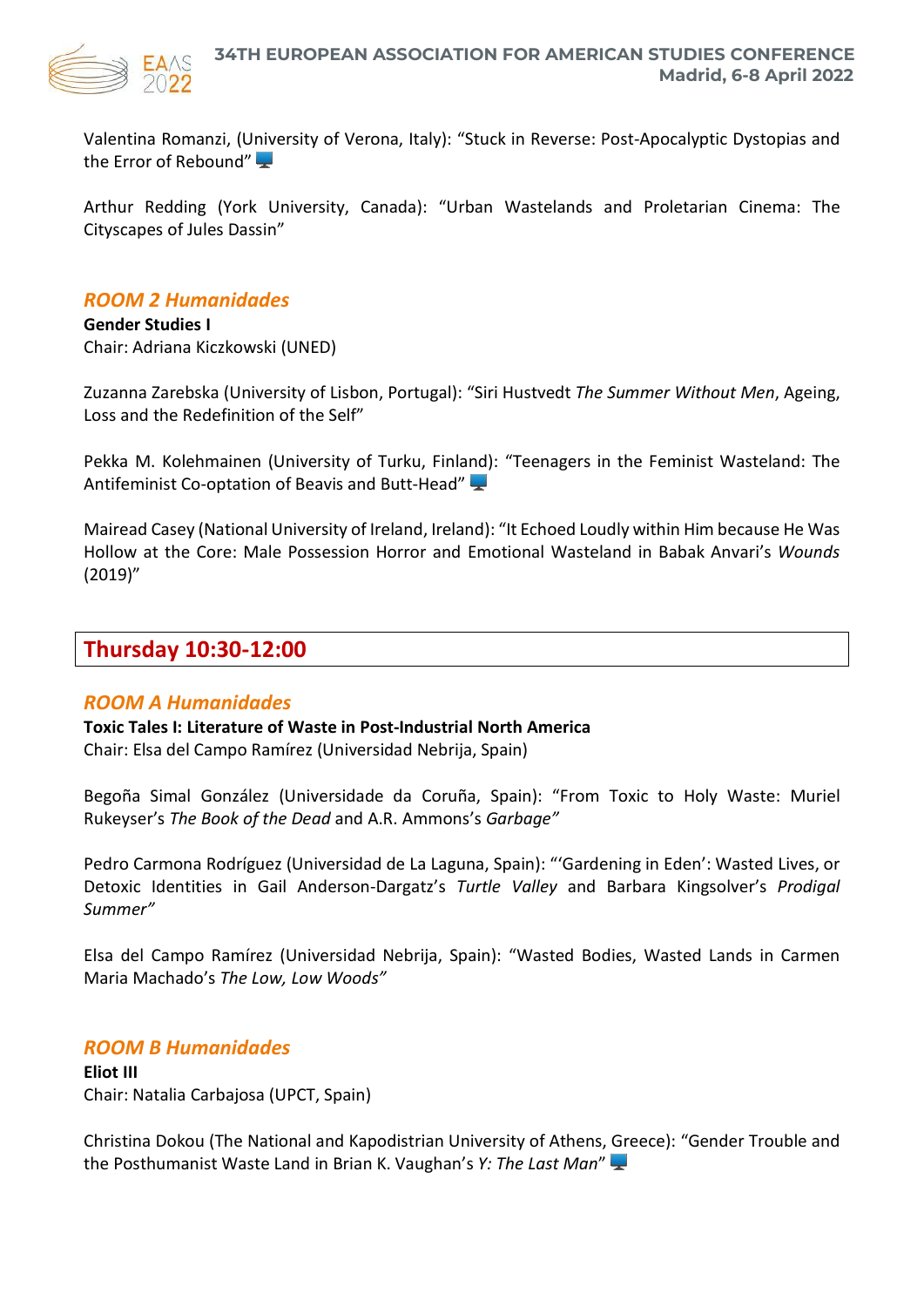Valentina Romanzi, (University of Verona, Italy): "Stuck in Reverse: Post-Apocalyptic Dystopias and the Error of Rebound"

Arthur Redding (York University, Canada): "Urban Wastelands and Proletarian Cinema: The Cityscapes of Jules Dassin"

### *ROOM 2 Humanidades*

**Gender Studies I**
Chair: Adriana Kiczkowski (UNED)

Zuzanna Zarebska (University of Lisbon, Portugal): "Siri Hustvedt *The Summer Without Men*, Ageing, Loss and the Redefinition of the Self"

Pekka M. Kolehmainen (University of Turku, Finland): "Teenagers in the Feminist Wasteland: The Antifeminist Co-optation of Beavis and Butt-Head"

Mairead Casey (National University of Ireland, Ireland): "It Echoed Loudly within Him because He Was Hollow at the Core: Male Possession Horror and Emotional Wasteland in Babak Anvari's *Wounds* (2019)"

## Thursday 10:30-12:00

### *ROOM A Humanidades*

**Toxic Tales I: Literature of Waste in Post-Industrial North America**
Chair: Elsa del Campo Ramírez (Universidad Nebrija, Spain)

Begoña Simal González (Universidade da Coruña, Spain): "From Toxic to Holy Waste: Muriel Rukeyser's *The Book of the Dead* and A.R. Ammons's *Garbage*"

Pedro Carmona Rodríguez (Universidad de La Laguna, Spain): "'Gardening in Eden': Wasted Lives, or Detoxic Identities in Gail Anderson-Dargatz's *Turtle Valley* and Barbara Kingsolver's *Prodigal Summer*"

Elsa del Campo Ramírez (Universidad Nebrija, Spain): "Wasted Bodies, Wasted Lands in Carmen Maria Machado's *The Low, Low Woods*"

### *ROOM B Humanidades*

**Eliot III**
Chair: Natalia Carbajosa (UPCT, Spain)

Christina Dokou (The National and Kapodistrian University of Athens, Greece): "Gender Trouble and the Posthumanist Waste Land in Brian K. Vaughan's *Y: The Last Man*"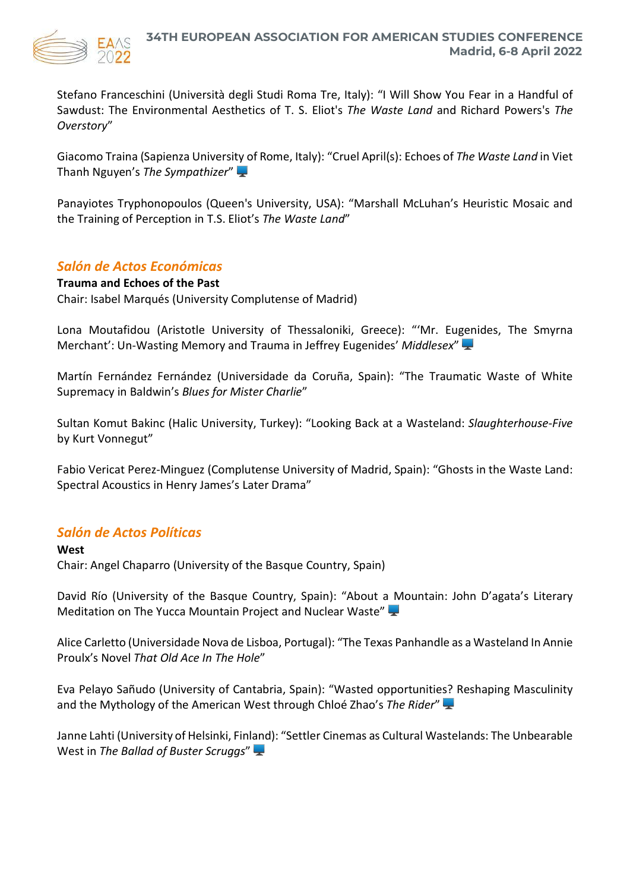Stefano Franceschini (Università degli Studi Roma Tre, Italy): "I Will Show You Fear in a Handful of Sawdust: The Environmental Aesthetics of T. S. Eliot's *The Waste Land* and Richard Powers's *The Overstory*"

Giacomo Traina (Sapienza University of Rome, Italy): "Cruel April(s): Echoes of *The Waste Land* in Viet Thanh Nguyen's *The Sympathizer*" 🖥

Panayiotes Tryphonopoulos (Queen's University, USA): "Marshall McLuhan's Heuristic Mosaic and the Training of Perception in T.S. Eliot's *The Waste Land*"

## *Salón de Actos Económicas*

**Trauma and Echoes of the Past**

Chair: Isabel Marqués (University Complutense of Madrid)

Lona Moutafidou (Aristotle University of Thessaloniki, Greece): "'Mr. Eugenides, The Smyrna Merchant': Un-Wasting Memory and Trauma in Jeffrey Eugenides' *Middlesex*" 🖥

Martín Fernández Fernández (Universidade da Coruña, Spain): "The Traumatic Waste of White Supremacy in Baldwin's *Blues for Mister Charlie*"

Sultan Komut Bakinc (Halic University, Turkey): "Looking Back at a Wasteland: *Slaughterhouse-Five* by Kurt Vonnegut"

Fabio Vericat Perez-Minguez (Complutense University of Madrid, Spain): "Ghosts in the Waste Land: Spectral Acoustics in Henry James's Later Drama"

## *Salón de Actos Políticas*

**West**

Chair: Angel Chaparro (University of the Basque Country, Spain)

David Río (University of the Basque Country, Spain): "About a Mountain: John D'agata's Literary Meditation on The Yucca Mountain Project and Nuclear Waste" 🖥

Alice Carletto (Universidade Nova de Lisboa, Portugal): "The Texas Panhandle as a Wasteland In Annie Proulx's Novel *That Old Ace In The Hole*"

Eva Pelayo Sañudo (University of Cantabria, Spain): "Wasted opportunities? Reshaping Masculinity and the Mythology of the American West through Chloé Zhao's *The Rider*" 🖥

Janne Lahti (University of Helsinki, Finland): "Settler Cinemas as Cultural Wastelands: The Unbearable West in *The Ballad of Buster Scruggs*" 🖥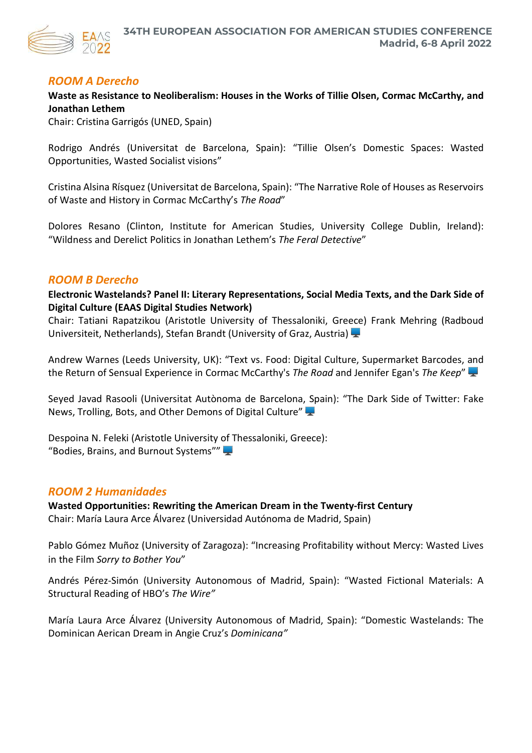## *ROOM A Derecho*

**Waste as Resistance to Neoliberalism: Houses in the Works of Tillie Olsen, Cormac McCarthy, and Jonathan Lethem**
Chair: Cristina Garrigós (UNED, Spain)

Rodrigo Andrés (Universitat de Barcelona, Spain): "Tillie Olsen's Domestic Spaces: Wasted Opportunities, Wasted Socialist visions"

Cristina Alsina Rísquez (Universitat de Barcelona, Spain): "The Narrative Role of Houses as Reservoirs of Waste and History in Cormac McCarthy's *The Road*"

Dolores Resano (Clinton, Institute for American Studies, University College Dublin, Ireland): "Wildness and Derelict Politics in Jonathan Lethem's *The Feral Detective*"

## *ROOM B Derecho*

**Electronic Wastelands? Panel II: Literary Representations, Social Media Texts, and the Dark Side of Digital Culture (EAAS Digital Studies Network)**
Chair: Tatiani Rapatzikou (Aristotle University of Thessaloniki, Greece) Frank Mehring (Radboud Universiteit, Netherlands), Stefan Brandt (University of Graz, Austria) 🖥

Andrew Warnes (Leeds University, UK): "Text vs. Food: Digital Culture, Supermarket Barcodes, and the Return of Sensual Experience in Cormac McCarthy's *The Road* and Jennifer Egan's *The Keep*" 🖥

Seyed Javad Rasooli (Universitat Autònoma de Barcelona, Spain): "The Dark Side of Twitter: Fake News, Trolling, Bots, and Other Demons of Digital Culture" 🖥

Despoina N. Feleki (Aristotle University of Thessaloniki, Greece):
"Bodies, Brains, and Burnout Systems"" 🖥

## *ROOM 2 Humanidades*

**Wasted Opportunities: Rewriting the American Dream in the Twenty-first Century**
Chair: María Laura Arce Álvarez (Universidad Autónoma de Madrid, Spain)

Pablo Gómez Muñoz (University of Zaragoza): "Increasing Profitability without Mercy: Wasted Lives in the Film *Sorry to Bother You*"

Andrés Pérez-Simón (University Autonomous of Madrid, Spain): "Wasted Fictional Materials: A Structural Reading of HBO's *The Wire"*

María Laura Arce Álvarez (University Autonomous of Madrid, Spain): "Domestic Wastelands: The Dominican Aerican Dream in Angie Cruz's *Dominicana"*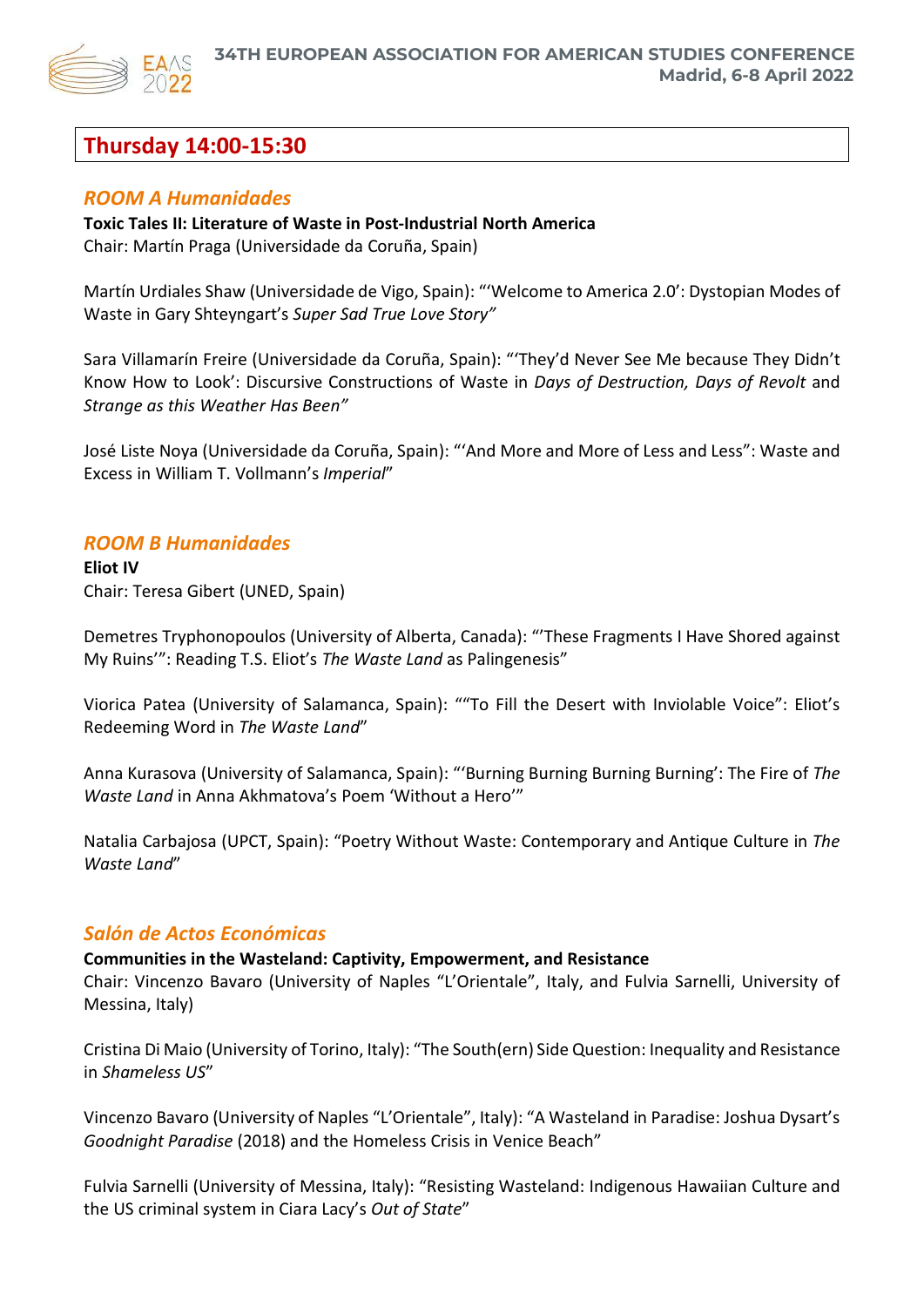## Thursday 14:00-15:30

### *ROOM A Humanidades*

**Toxic Tales II: Literature of Waste in Post-Industrial North America**
Chair: Martín Praga (Universidade da Coruña, Spain)

Martín Urdiales Shaw (Universidade de Vigo, Spain): "'Welcome to America 2.0': Dystopian Modes of Waste in Gary Shteyngart's *Super Sad True Love Story"*

Sara Villamarín Freire (Universidade da Coruña, Spain): "'They'd Never See Me because They Didn't Know How to Look': Discursive Constructions of Waste in *Days of Destruction, Days of Revolt* and *Strange as this Weather Has Been"*

José Liste Noya (Universidade da Coruña, Spain): "'And More and More of Less and Less": Waste and Excess in William T. Vollmann's *Imperial*"

### *ROOM B Humanidades*

**Eliot IV**
Chair: Teresa Gibert (UNED, Spain)

Demetres Tryphonopoulos (University of Alberta, Canada): "'These Fragments I Have Shored against My Ruins'": Reading T.S. Eliot's *The Waste Land* as Palingenesis"

Viorica Patea (University of Salamanca, Spain): ""To Fill the Desert with Inviolable Voice": Eliot's Redeeming Word in *The Waste Land*"

Anna Kurasova (University of Salamanca, Spain): "'Burning Burning Burning Burning': The Fire of *The Waste Land* in Anna Akhmatova's Poem 'Without a Hero'"

Natalia Carbajosa (UPCT, Spain): "Poetry Without Waste: Contemporary and Antique Culture in *The Waste Land*"

### *Salón de Actos Económicas*

**Communities in the Wasteland: Captivity, Empowerment, and Resistance**
Chair: Vincenzo Bavaro (University of Naples "L'Orientale", Italy, and Fulvia Sarnelli, University of Messina, Italy)

Cristina Di Maio (University of Torino, Italy): "The South(ern) Side Question: Inequality and Resistance in *Shameless US*"

Vincenzo Bavaro (University of Naples "L'Orientale", Italy): "A Wasteland in Paradise: Joshua Dysart's *Goodnight Paradise* (2018) and the Homeless Crisis in Venice Beach"

Fulvia Sarnelli (University of Messina, Italy): "Resisting Wasteland: Indigenous Hawaiian Culture and the US criminal system in Ciara Lacy's *Out of State*"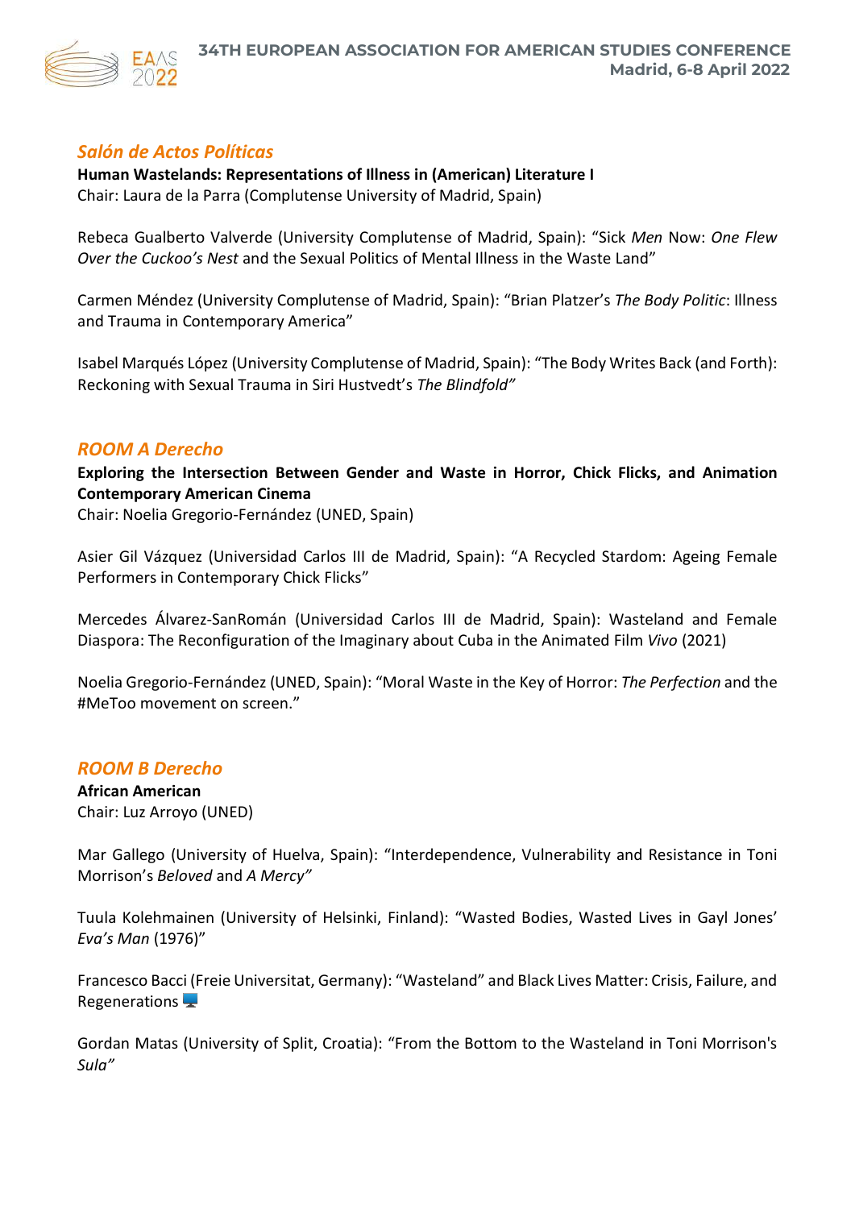## *Salón de Actos Políticas*

**Human Wastelands: Representations of Illness in (American) Literature I**
Chair: Laura de la Parra (Complutense University of Madrid, Spain)

Rebeca Gualberto Valverde (University Complutense of Madrid, Spain): "Sick *Men* Now: *One Flew Over the Cuckoo's Nest* and the Sexual Politics of Mental Illness in the Waste Land"

Carmen Méndez (University Complutense of Madrid, Spain): "Brian Platzer's *The Body Politic*: Illness and Trauma in Contemporary America"

Isabel Marqués López (University Complutense of Madrid, Spain): "The Body Writes Back (and Forth): Reckoning with Sexual Trauma in Siri Hustvedt's *The Blindfold"*

## *ROOM A Derecho*

**Exploring the Intersection Between Gender and Waste in Horror, Chick Flicks, and Animation Contemporary American Cinema**
Chair: Noelia Gregorio-Fernández (UNED, Spain)

Asier Gil Vázquez (Universidad Carlos III de Madrid, Spain): "A Recycled Stardom: Ageing Female Performers in Contemporary Chick Flicks"

Mercedes Álvarez-SanRomán (Universidad Carlos III de Madrid, Spain): Wasteland and Female Diaspora: The Reconfiguration of the Imaginary about Cuba in the Animated Film *Vivo* (2021)

Noelia Gregorio-Fernández (UNED, Spain): "Moral Waste in the Key of Horror: *The Perfection* and the #MeToo movement on screen."

## *ROOM B Derecho*

**African American**
Chair: Luz Arroyo (UNED)

Mar Gallego (University of Huelva, Spain): "Interdependence, Vulnerability and Resistance in Toni Morrison's *Beloved* and *A Mercy"*

Tuula Kolehmainen (University of Helsinki, Finland): "Wasted Bodies, Wasted Lives in Gayl Jones' *Eva's Man* (1976)"

Francesco Bacci (Freie Universitat, Germany): "Wasteland" and Black Lives Matter: Crisis, Failure, and Regenerations 🖥️

Gordan Matas (University of Split, Croatia): "From the Bottom to the Wasteland in Toni Morrison's *Sula"*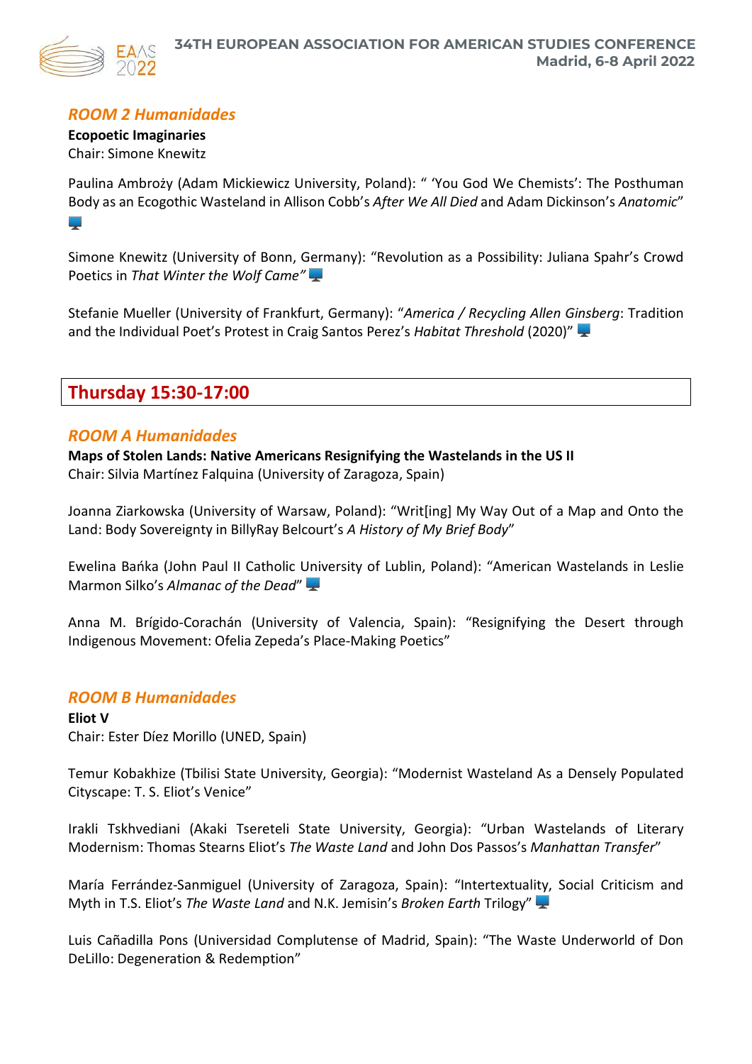### *ROOM 2 Humanidades*

**Ecopoetic Imaginaries**
Chair: Simone Knewitz

Paulina Ambroży (Adam Mickiewicz University, Poland): " 'You God We Chemists': The Posthuman Body as an Ecogothic Wasteland in Allison Cobb's *After We All Died* and Adam Dickinson's *Anatomic*" 🖥

Simone Knewitz (University of Bonn, Germany): "Revolution as a Possibility: Juliana Spahr's Crowd Poetics in *That Winter the Wolf Came"* 🖥

Stefanie Mueller (University of Frankfurt, Germany): "*America / Recycling Allen Ginsberg*: Tradition and the Individual Poet's Protest in Craig Santos Perez's *Habitat Threshold* (2020)" 🖥

## Thursday 15:30-17:00

### *ROOM A Humanidades*

**Maps of Stolen Lands: Native Americans Resignifying the Wastelands in the US II**
Chair: Silvia Martínez Falquina (University of Zaragoza, Spain)

Joanna Ziarkowska (University of Warsaw, Poland): "Writ[ing] My Way Out of a Map and Onto the Land: Body Sovereignty in BillyRay Belcourt's *A History of My Brief Body*"

Ewelina Bańka (John Paul II Catholic University of Lublin, Poland): "American Wastelands in Leslie Marmon Silko's *Almanac of the Dead*" 🖥

Anna M. Brígido-Corachán (University of Valencia, Spain): "Resignifying the Desert through Indigenous Movement: Ofelia Zepeda's Place-Making Poetics"

### *ROOM B Humanidades*

**Eliot V**
Chair: Ester Díez Morillo (UNED, Spain)

Temur Kobakhize (Tbilisi State University, Georgia): "Modernist Wasteland As a Densely Populated Cityscape: T. S. Eliot's Venice"

Irakli Tskhvediani (Akaki Tsereteli State University, Georgia): "Urban Wastelands of Literary Modernism: Thomas Stearns Eliot's *The Waste Land* and John Dos Passos's *Manhattan Transfer*"

María Ferrández-Sanmiguel (University of Zaragoza, Spain): "Intertextuality, Social Criticism and Myth in T.S. Eliot's *The Waste Land* and N.K. Jemisin's *Broken Earth* Trilogy" 🖥

Luis Cañadilla Pons (Universidad Complutense of Madrid, Spain): "The Waste Underworld of Don DeLillo: Degeneration & Redemption"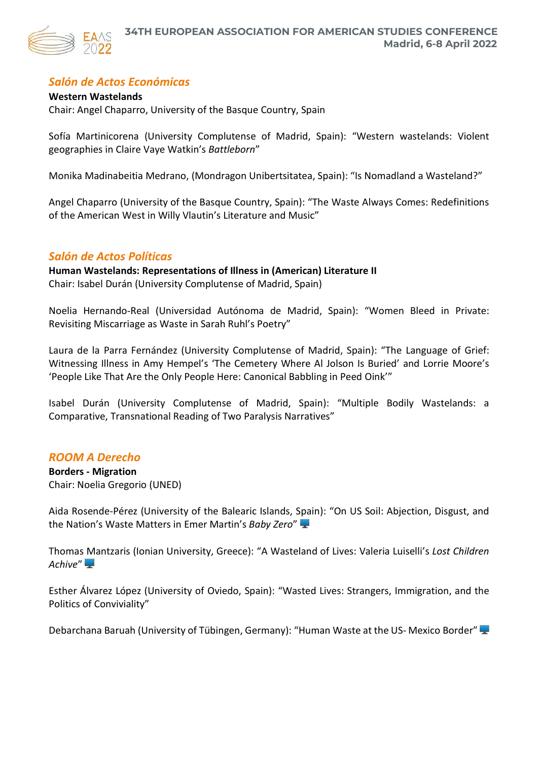## *Salón de Actos Económicas*

**Western Wastelands**

Chair: Angel Chaparro, University of the Basque Country, Spain

Sofía Martinicorena (University Complutense of Madrid, Spain): "Western wastelands: Violent geographies in Claire Vaye Watkin's *Battleborn*"

Monika Madinabeitia Medrano, (Mondragon Unibertsitatea, Spain): "Is Nomadland a Wasteland?"

Angel Chaparro (University of the Basque Country, Spain): "The Waste Always Comes: Redefinitions of the American West in Willy Vlautin's Literature and Music"

## *Salón de Actos Políticas*

**Human Wastelands: Representations of Illness in (American) Literature II**

Chair: Isabel Durán (University Complutense of Madrid, Spain)

Noelia Hernando-Real (Universidad Autónoma de Madrid, Spain): "Women Bleed in Private: Revisiting Miscarriage as Waste in Sarah Ruhl's Poetry"

Laura de la Parra Fernández (University Complutense of Madrid, Spain): "The Language of Grief: Witnessing Illness in Amy Hempel's 'The Cemetery Where Al Jolson Is Buried' and Lorrie Moore's 'People Like That Are the Only People Here: Canonical Babbling in Peed Oink'"

Isabel Durán (University Complutense of Madrid, Spain): "Multiple Bodily Wastelands: a Comparative, Transnational Reading of Two Paralysis Narratives"

## *ROOM A Derecho*

**Borders - Migration**

Chair: Noelia Gregorio (UNED)

Aida Rosende-Pérez (University of the Balearic Islands, Spain): "On US Soil: Abjection, Disgust, and the Nation's Waste Matters in Emer Martin's *Baby Zero*" 🖥

Thomas Mantzaris (Ionian University, Greece): "A Wasteland of Lives: Valeria Luiselli's *Lost Children Achive*" 🖥

Esther Álvarez López (University of Oviedo, Spain): "Wasted Lives: Strangers, Immigration, and the Politics of Conviviality"

Debarchana Baruah (University of Tübingen, Germany): "Human Waste at the US- Mexico Border" 🖥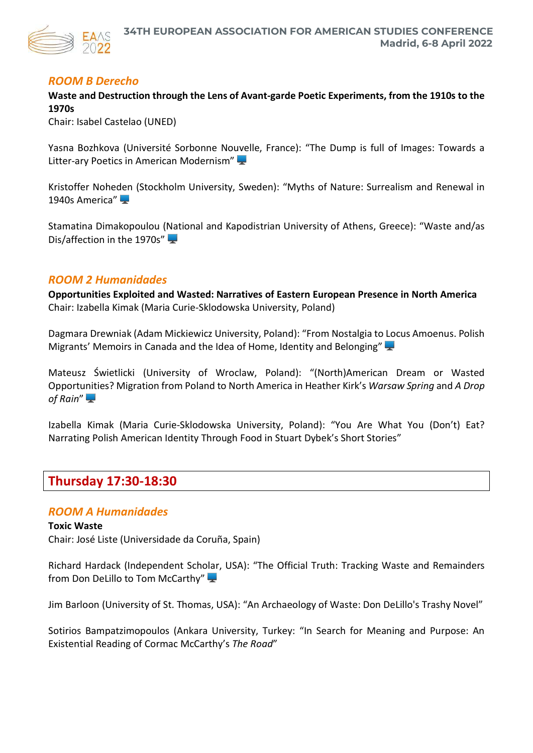### *ROOM B Derecho*

**Waste and Destruction through the Lens of Avant-garde Poetic Experiments, from the 1910s to the 1970s**
Chair: Isabel Castelao (UNED)

Yasna Bozhkova (Université Sorbonne Nouvelle, France): "The Dump is full of Images: Towards a Litter-ary Poetics in American Modernism"

Kristoffer Noheden (Stockholm University, Sweden): "Myths of Nature: Surrealism and Renewal in 1940s America"

Stamatina Dimakopoulou (National and Kapodistrian University of Athens, Greece): "Waste and/as Dis/affection in the 1970s"

### *ROOM 2 Humanidades*

**Opportunities Exploited and Wasted: Narratives of Eastern European Presence in North America**
Chair: Izabella Kimak (Maria Curie-Sklodowska University, Poland)

Dagmara Drewniak (Adam Mickiewicz University, Poland): "From Nostalgia to Locus Amoenus. Polish Migrants' Memoirs in Canada and the Idea of Home, Identity and Belonging"

Mateusz Świetlicki (University of Wroclaw, Poland): "(North)American Dream or Wasted Opportunities? Migration from Poland to North America in Heather Kirk's *Warsaw Spring* and *A Drop of Rain*"

Izabella Kimak (Maria Curie-Sklodowska University, Poland): "You Are What You (Don't) Eat? Narrating Polish American Identity Through Food in Stuart Dybek's Short Stories"

## Thursday 17:30-18:30

### *ROOM A Humanidades*

**Toxic Waste**
Chair: José Liste (Universidade da Coruña, Spain)

Richard Hardack (Independent Scholar, USA): "The Official Truth: Tracking Waste and Remainders from Don DeLillo to Tom McCarthy"

Jim Barloon (University of St. Thomas, USA): "An Archaeology of Waste: Don DeLillo's Trashy Novel"

Sotirios Bampatzimopoulos (Ankara University, Turkey: "In Search for Meaning and Purpose: An Existential Reading of Cormac McCarthy's *The Road*"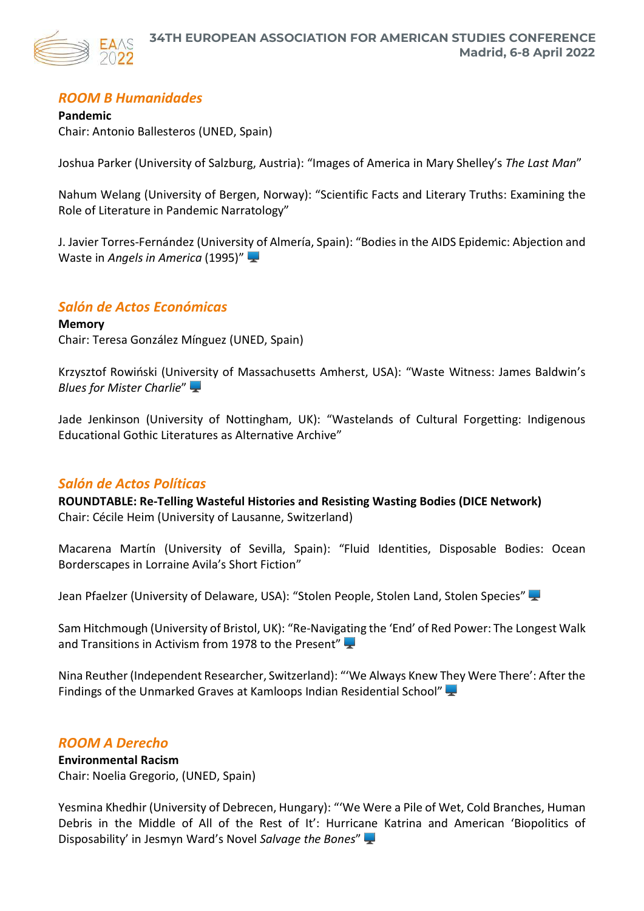## *ROOM B Humanidades*

**Pandemic**
Chair: Antonio Ballesteros (UNED, Spain)

Joshua Parker (University of Salzburg, Austria): "Images of America in Mary Shelley's *The Last Man*"

Nahum Welang (University of Bergen, Norway): "Scientific Facts and Literary Truths: Examining the Role of Literature in Pandemic Narratology"

J. Javier Torres-Fernández (University of Almería, Spain): "Bodies in the AIDS Epidemic: Abjection and Waste in *Angels in America* (1995)"

## *Salón de Actos Económicas*

**Memory**
Chair: Teresa González Mínguez (UNED, Spain)

Krzysztof Rowiński (University of Massachusetts Amherst, USA): "Waste Witness: James Baldwin's *Blues for Mister Charlie*"

Jade Jenkinson (University of Nottingham, UK): "Wastelands of Cultural Forgetting: Indigenous Educational Gothic Literatures as Alternative Archive"

## *Salón de Actos Políticas*

**ROUNDTABLE: Re-Telling Wasteful Histories and Resisting Wasting Bodies (DICE Network)**
Chair: Cécile Heim (University of Lausanne, Switzerland)

Macarena Martín (University of Sevilla, Spain): "Fluid Identities, Disposable Bodies: Ocean Borderscapes in Lorraine Avila's Short Fiction"

Jean Pfaelzer (University of Delaware, USA): "Stolen People, Stolen Land, Stolen Species"

Sam Hitchmough (University of Bristol, UK): "Re-Navigating the 'End' of Red Power: The Longest Walk and Transitions in Activism from 1978 to the Present"

Nina Reuther (Independent Researcher, Switzerland): "'We Always Knew They Were There': After the Findings of the Unmarked Graves at Kamloops Indian Residential School"

## *ROOM A Derecho*

**Environmental Racism**
Chair: Noelia Gregorio, (UNED, Spain)

Yesmina Khedhir (University of Debrecen, Hungary): "'We Were a Pile of Wet, Cold Branches, Human Debris in the Middle of All of the Rest of It': Hurricane Katrina and American 'Biopolitics of Disposability' in Jesmyn Ward's Novel *Salvage the Bones*"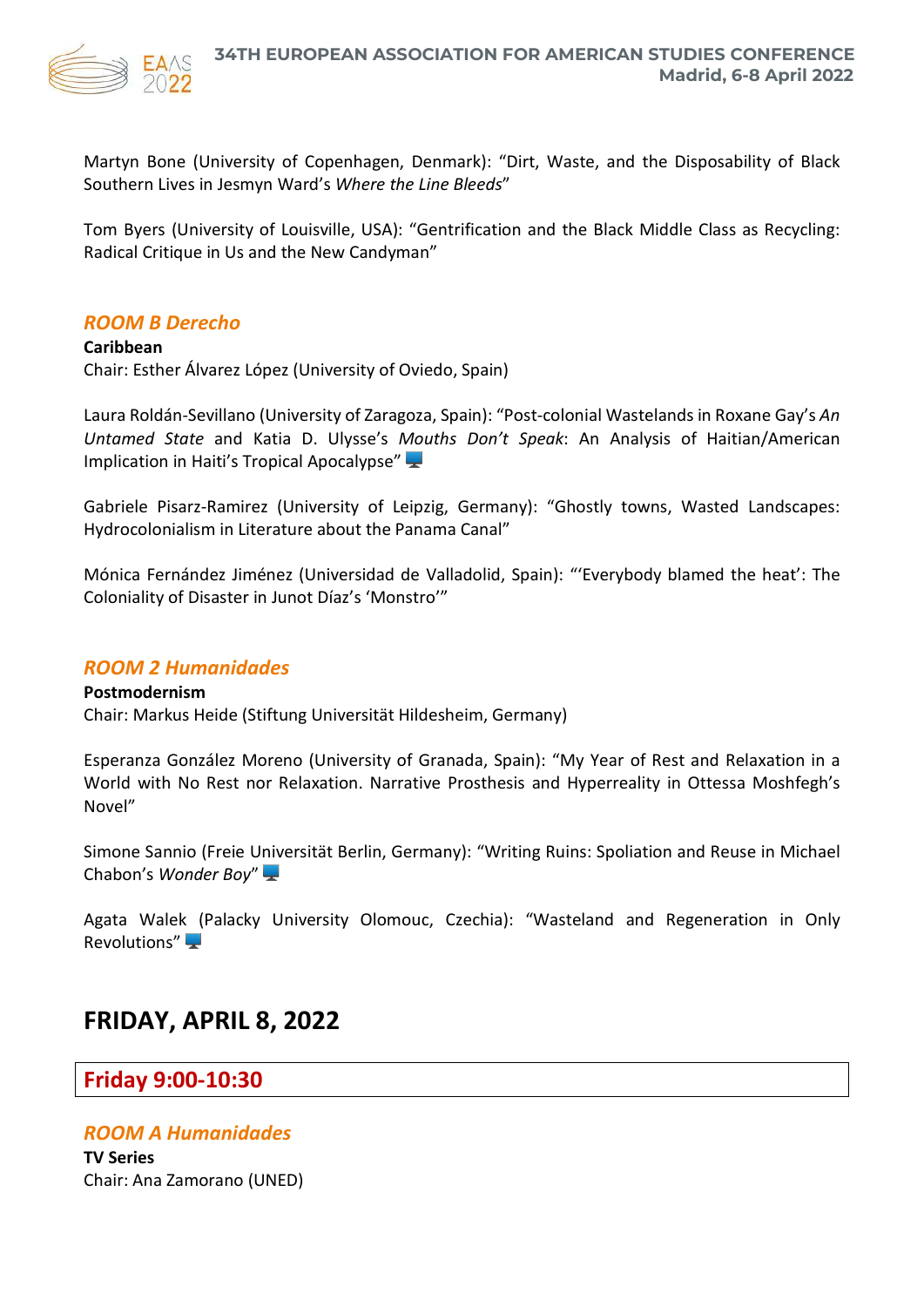Martyn Bone (University of Copenhagen, Denmark): "Dirt, Waste, and the Disposability of Black Southern Lives in Jesmyn Ward's *Where the Line Bleeds*"

Tom Byers (University of Louisville, USA): "Gentrification and the Black Middle Class as Recycling: Radical Critique in Us and the New Candyman"

### *ROOM B Derecho*

**Caribbean**
Chair: Esther Álvarez López (University of Oviedo, Spain)

Laura Roldán-Sevillano (University of Zaragoza, Spain): "Post-colonial Wastelands in Roxane Gay's *An Untamed State* and Katia D. Ulysse's *Mouths Don't Speak*: An Analysis of Haitian/American Implication in Haiti's Tropical Apocalypse"

Gabriele Pisarz-Ramirez (University of Leipzig, Germany): "Ghostly towns, Wasted Landscapes: Hydrocolonialism in Literature about the Panama Canal"

Mónica Fernández Jiménez (Universidad de Valladolid, Spain): "'Everybody blamed the heat': The Coloniality of Disaster in Junot Díaz's 'Monstro'"

### *ROOM 2 Humanidades*

**Postmodernism**
Chair: Markus Heide (Stiftung Universität Hildesheim, Germany)

Esperanza González Moreno (University of Granada, Spain): "My Year of Rest and Relaxation in a World with No Rest nor Relaxation. Narrative Prosthesis and Hyperreality in Ottessa Moshfegh's Novel"

Simone Sannio (Freie Universität Berlin, Germany): "Writing Ruins: Spoliation and Reuse in Michael Chabon's *Wonder Boy*"

Agata Walek (Palacky University Olomouc, Czechia): "Wasteland and Regeneration in Only Revolutions"

## FRIDAY, APRIL 8, 2022

### Friday 9:00-10:30

### *ROOM A Humanidades*

**TV Series**
Chair: Ana Zamorano (UNED)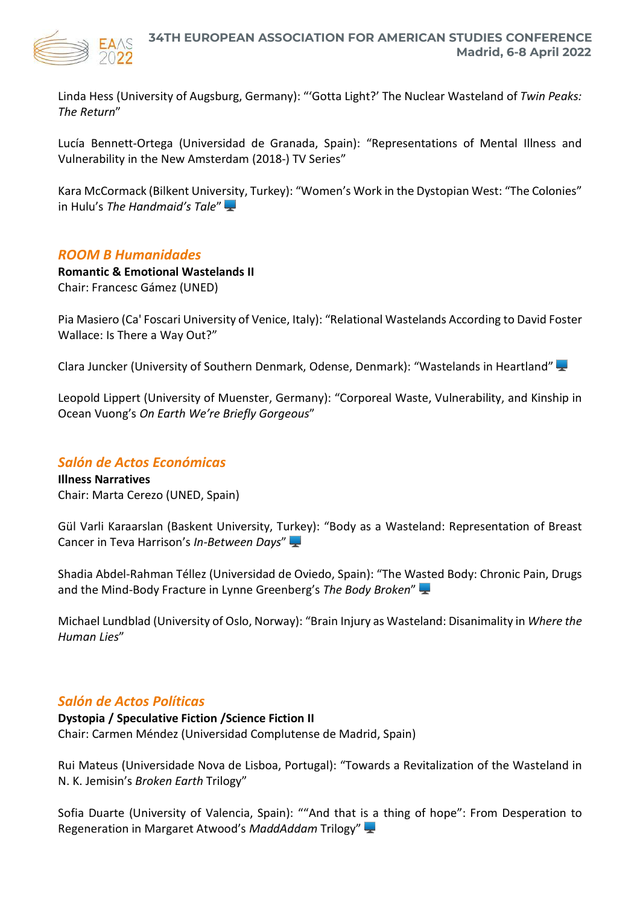Linda Hess (University of Augsburg, Germany): "'Gotta Light?' The Nuclear Wasteland of *Twin Peaks: The Return*"

Lucía Bennett-Ortega (Universidad de Granada, Spain): "Representations of Mental Illness and Vulnerability in the New Amsterdam (2018-) TV Series"

Kara McCormack (Bilkent University, Turkey): "Women's Work in the Dystopian West: "The Colonies" in Hulu's *The Handmaid's Tale*" 🖥

### *ROOM B Humanidades*

**Romantic & Emotional Wastelands II**
Chair: Francesc Gámez (UNED)

Pia Masiero (Ca' Foscari University of Venice, Italy): "Relational Wastelands According to David Foster Wallace: Is There a Way Out?"

Clara Juncker (University of Southern Denmark, Odense, Denmark): "Wastelands in Heartland" 🖥

Leopold Lippert (University of Muenster, Germany): "Corporeal Waste, Vulnerability, and Kinship in Ocean Vuong's *On Earth We're Briefly Gorgeous*"

### *Salón de Actos Económicas*

**Illness Narratives**
Chair: Marta Cerezo (UNED, Spain)

Gül Varli Karaarslan (Baskent University, Turkey): "Body as a Wasteland: Representation of Breast Cancer in Teva Harrison's *In-Between Days*" 🖥

Shadia Abdel-Rahman Téllez (Universidad de Oviedo, Spain): "The Wasted Body: Chronic Pain, Drugs and the Mind-Body Fracture in Lynne Greenberg's *The Body Broken*" 🖥

Michael Lundblad (University of Oslo, Norway): "Brain Injury as Wasteland: Disanimality in *Where the Human Lies*"

### *Salón de Actos Políticas*

**Dystopia / Speculative Fiction /Science Fiction II**
Chair: Carmen Méndez (Universidad Complutense de Madrid, Spain)

Rui Mateus (Universidade Nova de Lisboa, Portugal): "Towards a Revitalization of the Wasteland in N. K. Jemisin's *Broken Earth* Trilogy"

Sofia Duarte (University of Valencia, Spain): ""And that is a thing of hope": From Desperation to Regeneration in Margaret Atwood's *MaddAddam* Trilogy" 🖥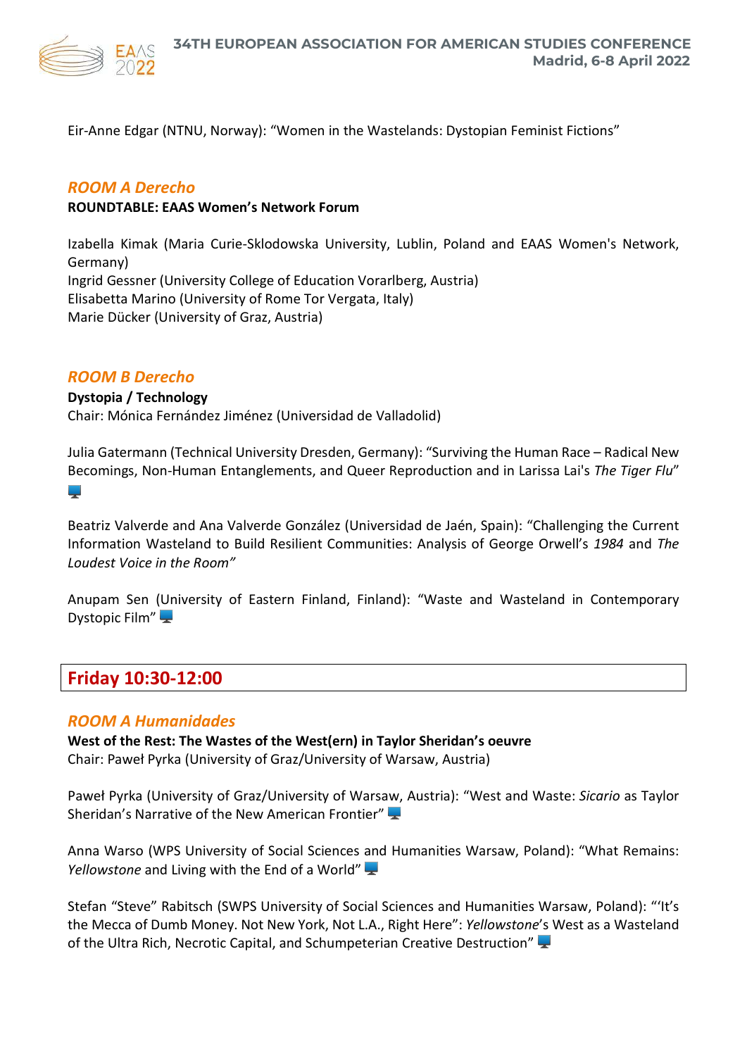Eir-Anne Edgar (NTNU, Norway): "Women in the Wastelands: Dystopian Feminist Fictions"

### *ROOM A Derecho*

**ROUNDTABLE: EAAS Women's Network Forum**

Izabella Kimak (Maria Curie-Sklodowska University, Lublin, Poland and EAAS Women's Network, Germany)
Ingrid Gessner (University College of Education Vorarlberg, Austria)
Elisabetta Marino (University of Rome Tor Vergata, Italy)
Marie Dücker (University of Graz, Austria)

### *ROOM B Derecho*

**Dystopia / Technology**
Chair: Mónica Fernández Jiménez (Universidad de Valladolid)

Julia Gatermann (Technical University Dresden, Germany): "Surviving the Human Race – Radical New Becomings, Non-Human Entanglements, and Queer Reproduction and in Larissa Lai's *The Tiger Flu*" 🖥

Beatriz Valverde and Ana Valverde González (Universidad de Jaén, Spain): "Challenging the Current Information Wasteland to Build Resilient Communities: Analysis of George Orwell's *1984* and *The Loudest Voice in the Room"*

Anupam Sen (University of Eastern Finland, Finland): "Waste and Wasteland in Contemporary Dystopic Film" 🖥

## Friday 10:30-12:00

### *ROOM A Humanidades*

**West of the Rest: The Wastes of the West(ern) in Taylor Sheridan's oeuvre**
Chair: Paweł Pyrka (University of Graz/University of Warsaw, Austria)

Paweł Pyrka (University of Graz/University of Warsaw, Austria): "West and Waste: *Sicario* as Taylor Sheridan's Narrative of the New American Frontier" 🖥

Anna Warso (WPS University of Social Sciences and Humanities Warsaw, Poland): "What Remains: *Yellowstone* and Living with the End of a World" 🖥

Stefan "Steve" Rabitsch (SWPS University of Social Sciences and Humanities Warsaw, Poland): "'It's the Mecca of Dumb Money. Not New York, Not L.A., Right Here": *Yellowstone*'s West as a Wasteland of the Ultra Rich, Necrotic Capital, and Schumpeterian Creative Destruction" 🖥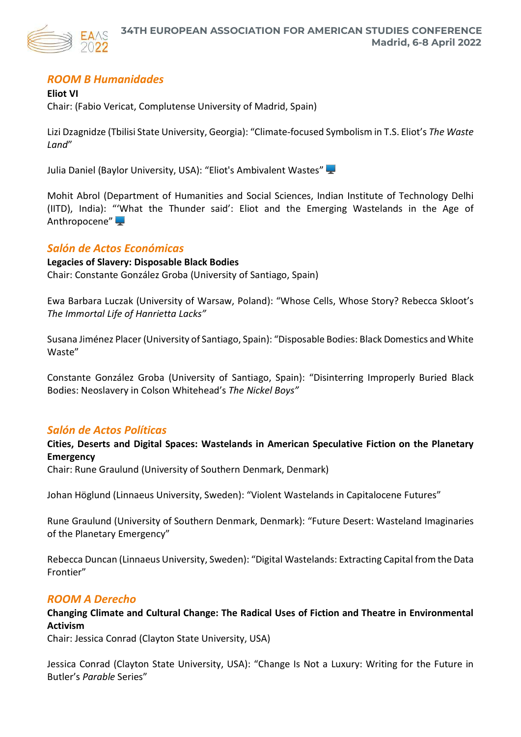## *ROOM B Humanidades*

**Eliot VI**
Chair: (Fabio Vericat, Complutense University of Madrid, Spain)

Lizi Dzagnidze (Tbilisi State University, Georgia): "Climate-focused Symbolism in T.S. Eliot's *The Waste Land*"

Julia Daniel (Baylor University, USA): "Eliot's Ambivalent Wastes"

Mohit Abrol (Department of Humanities and Social Sciences, Indian Institute of Technology Delhi (IITD), India): "'What the Thunder said': Eliot and the Emerging Wastelands in the Age of Anthropocene"

## *Salón de Actos Económicas*

**Legacies of Slavery: Disposable Black Bodies**
Chair: Constante González Groba (University of Santiago, Spain)

Ewa Barbara Luczak (University of Warsaw, Poland): "Whose Cells, Whose Story? Rebecca Skloot's *The Immortal Life of Hanrietta Lacks"*

Susana Jiménez Placer (University of Santiago, Spain): "Disposable Bodies: Black Domestics and White Waste"

Constante González Groba (University of Santiago, Spain): "Disinterring Improperly Buried Black Bodies: Neoslavery in Colson Whitehead's *The Nickel Boys"*

## *Salón de Actos Políticas*

**Cities, Deserts and Digital Spaces: Wastelands in American Speculative Fiction on the Planetary Emergency**
Chair: Rune Graulund (University of Southern Denmark, Denmark)

Johan Höglund (Linnaeus University, Sweden): "Violent Wastelands in Capitalocene Futures"

Rune Graulund (University of Southern Denmark, Denmark): "Future Desert: Wasteland Imaginaries of the Planetary Emergency"

Rebecca Duncan (Linnaeus University, Sweden): "Digital Wastelands: Extracting Capital from the Data Frontier"

## *ROOM A Derecho*

**Changing Climate and Cultural Change: The Radical Uses of Fiction and Theatre in Environmental Activism**
Chair: Jessica Conrad (Clayton State University, USA)

Jessica Conrad (Clayton State University, USA): "Change Is Not a Luxury: Writing for the Future in Butler's *Parable* Series"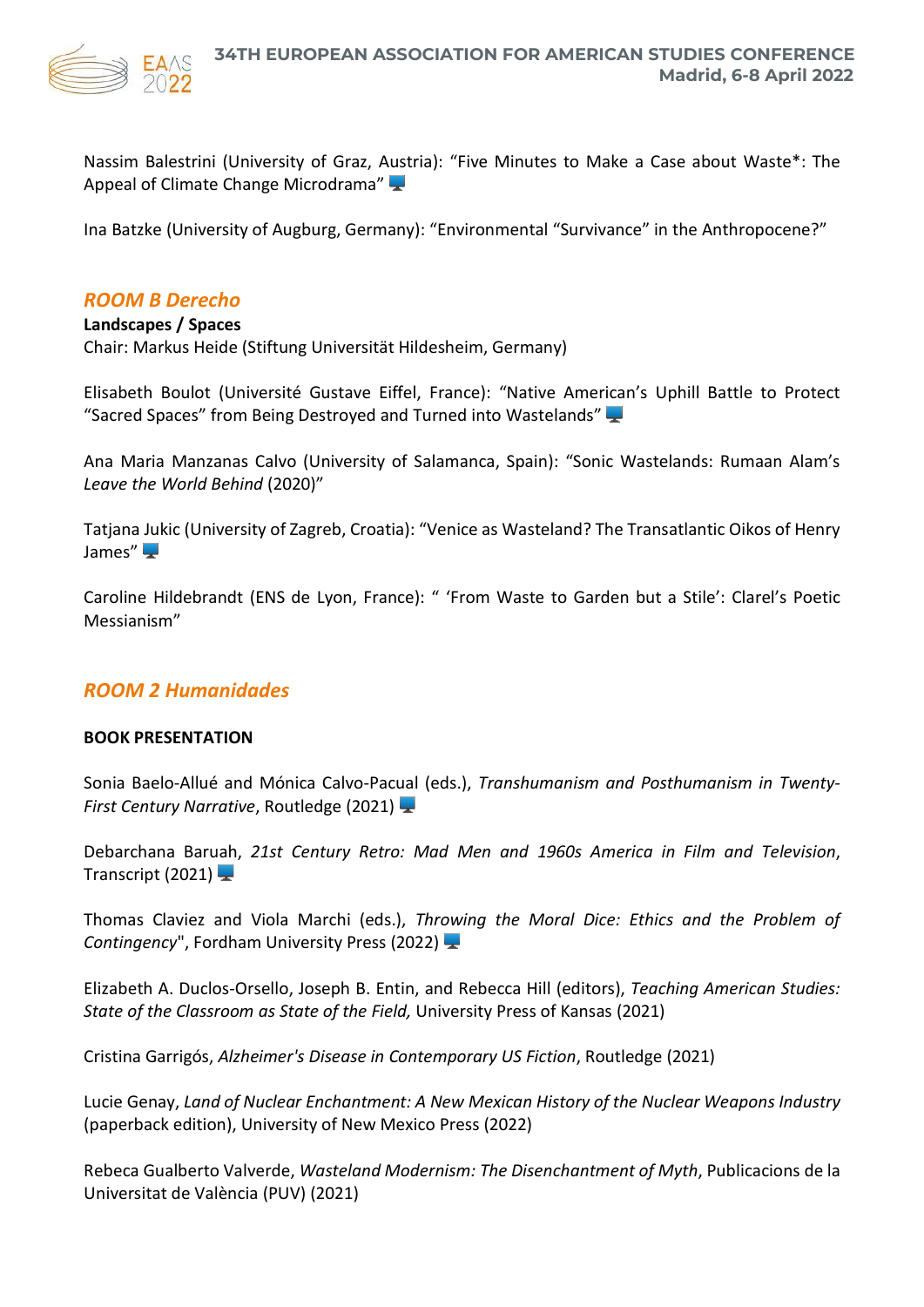Nassim Balestrini (University of Graz, Austria): “Five Minutes to Make a Case about Waste*: The Appeal of Climate Change Microdrama”

Ina Batzke (University of Augburg, Germany): “Environmental “Survivance” in the Anthropocene?”

## *ROOM B Derecho*

**Landscapes / Spaces**
Chair: Markus Heide (Stiftung Universität Hildesheim, Germany)

Elisabeth Boulot (Université Gustave Eiffel, France): “Native American’s Uphill Battle to Protect “Sacred Spaces” from Being Destroyed and Turned into Wastelands”

Ana Maria Manzanas Calvo (University of Salamanca, Spain): “Sonic Wastelands: Rumaan Alam’s *Leave the World Behind* (2020)”

Tatjana Jukic (University of Zagreb, Croatia): “Venice as Wasteland? The Transatlantic Oikos of Henry James”

Caroline Hildebrandt (ENS de Lyon, France): “ ‘From Waste to Garden but a Stile’: Clarel’s Poetic Messianism”

## *ROOM 2 Humanidades*

**BOOK PRESENTATION**

Sonia Baelo-Allué and Mónica Calvo-Pacual (eds.), *Transhumanism and Posthumanism in Twenty-First Century Narrative*, Routledge (2021)

Debarchana Baruah, *21st Century Retro: Mad Men and 1960s America in Film and Television*, Transcript (2021)

Thomas Claviez and Viola Marchi (eds.), *Throwing the Moral Dice: Ethics and the Problem of Contingency*", Fordham University Press (2022)

Elizabeth A. Duclos-Orsello, Joseph B. Entin, and Rebecca Hill (editors), *Teaching American Studies: State of the Classroom as State of the Field,* University Press of Kansas (2021)

Cristina Garrigós, *Alzheimer's Disease in Contemporary US Fiction*, Routledge (2021)

Lucie Genay, *Land of Nuclear Enchantment: A New Mexican History of the Nuclear Weapons Industry* (paperback edition), University of New Mexico Press (2022)

Rebeca Gualberto Valverde, *Wasteland Modernism: The Disenchantment of Myth*, Publicacions de la Universitat de València (PUV) (2021)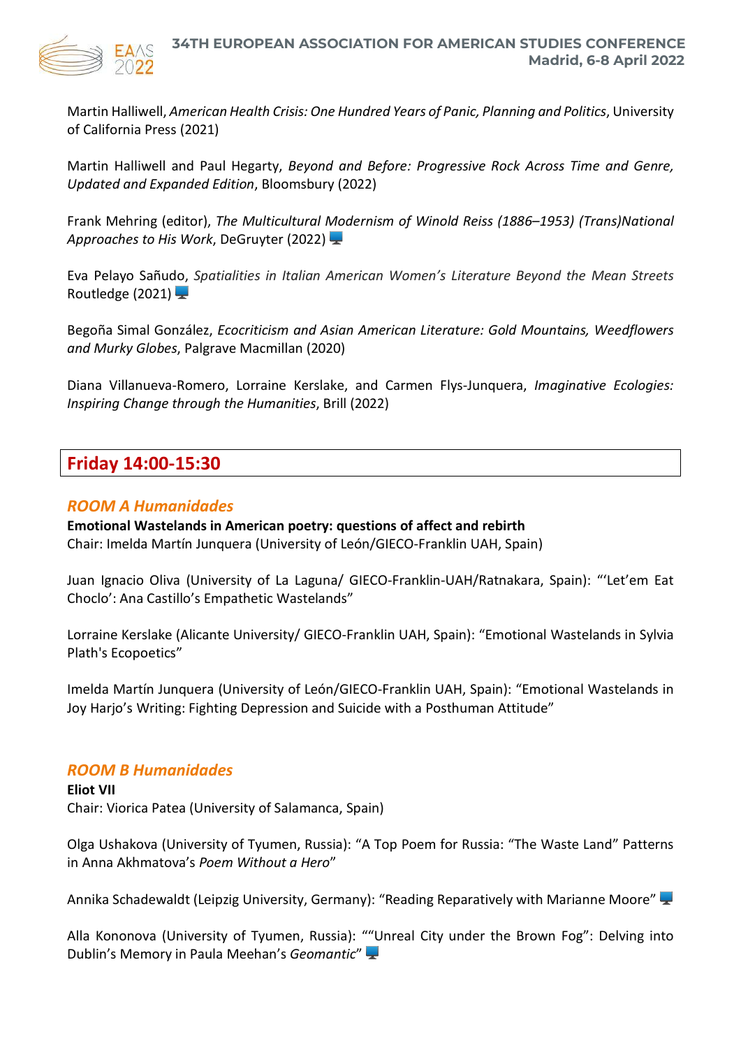Martin Halliwell, *American Health Crisis: One Hundred Years of Panic, Planning and Politics*, University of California Press (2021)

Martin Halliwell and Paul Hegarty, *Beyond and Before: Progressive Rock Across Time and Genre, Updated and Expanded Edition*, Bloomsbury (2022)

Frank Mehring (editor), *The Multicultural Modernism of Winold Reiss (1886–1953) (Trans)National Approaches to His Work*, DeGruyter (2022) 🖥

Eva Pelayo Sañudo, *Spatialities in Italian American Women's Literature Beyond the Mean Streets* Routledge (2021) 🖥

Begoña Simal González, *Ecocriticism and Asian American Literature: Gold Mountains, Weedflowers and Murky Globes*, Palgrave Macmillan (2020)

Diana Villanueva-Romero, Lorraine Kerslake, and Carmen Flys-Junquera, *Imaginative Ecologies: Inspiring Change through the Humanities*, Brill (2022)

## Friday 14:00-15:30

### *ROOM A Humanidades*

**Emotional Wastelands in American poetry: questions of affect and rebirth**
Chair: Imelda Martín Junquera (University of León/GIECO-Franklin UAH, Spain)

Juan Ignacio Oliva (University of La Laguna/ GIECO-Franklin-UAH/Ratnakara, Spain): "'Let'em Eat Choclo': Ana Castillo's Empathetic Wastelands"

Lorraine Kerslake (Alicante University/ GIECO-Franklin UAH, Spain): "Emotional Wastelands in Sylvia Plath's Ecopoetics"

Imelda Martín Junquera (University of León/GIECO-Franklin UAH, Spain): "Emotional Wastelands in Joy Harjo's Writing: Fighting Depression and Suicide with a Posthuman Attitude"

### *ROOM B Humanidades*

**Eliot VII**
Chair: Viorica Patea (University of Salamanca, Spain)

Olga Ushakova (University of Tyumen, Russia): "A Top Poem for Russia: "The Waste Land" Patterns in Anna Akhmatova's *Poem Without a Hero*"

Annika Schadewaldt (Leipzig University, Germany): "Reading Reparatively with Marianne Moore" 🖥

Alla Kononova (University of Tyumen, Russia): ""Unreal City under the Brown Fog": Delving into Dublin's Memory in Paula Meehan's *Geomantic*" 🖥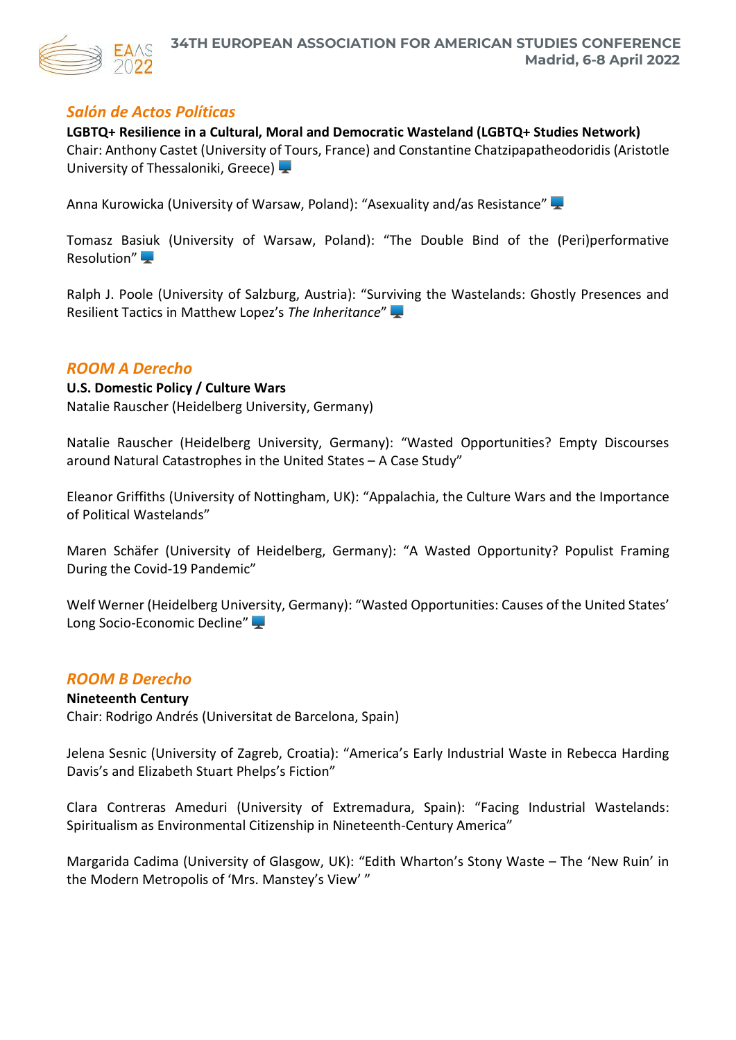## *Salón de Actos Políticas*

**LGBTQ+ Resilience in a Cultural, Moral and Democratic Wasteland (LGBTQ+ Studies Network)**
Chair: Anthony Castet (University of Tours, France) and Constantine Chatzipapatheodoridis (Aristotle University of Thessaloniki, Greece)

Anna Kurowicka (University of Warsaw, Poland): "Asexuality and/as Resistance"

Tomasz Basiuk (University of Warsaw, Poland): "The Double Bind of the (Peri)performative Resolution"

Ralph J. Poole (University of Salzburg, Austria): "Surviving the Wastelands: Ghostly Presences and Resilient Tactics in Matthew Lopez's *The Inheritance*"

## *ROOM A Derecho*

**U.S. Domestic Policy / Culture Wars**
Natalie Rauscher (Heidelberg University, Germany)

Natalie Rauscher (Heidelberg University, Germany): "Wasted Opportunities? Empty Discourses around Natural Catastrophes in the United States – A Case Study"

Eleanor Griffiths (University of Nottingham, UK): "Appalachia, the Culture Wars and the Importance of Political Wastelands"

Maren Schäfer (University of Heidelberg, Germany): "A Wasted Opportunity? Populist Framing During the Covid-19 Pandemic"

Welf Werner (Heidelberg University, Germany): "Wasted Opportunities: Causes of the United States' Long Socio-Economic Decline"

## *ROOM B Derecho*

**Nineteenth Century**
Chair: Rodrigo Andrés (Universitat de Barcelona, Spain)

Jelena Sesnic (University of Zagreb, Croatia): "America's Early Industrial Waste in Rebecca Harding Davis's and Elizabeth Stuart Phelps's Fiction"

Clara Contreras Ameduri (University of Extremadura, Spain): "Facing Industrial Wastelands: Spiritualism as Environmental Citizenship in Nineteenth-Century America"

Margarida Cadima (University of Glasgow, UK): "Edith Wharton's Stony Waste – The 'New Ruin' in the Modern Metropolis of 'Mrs. Manstey's View' "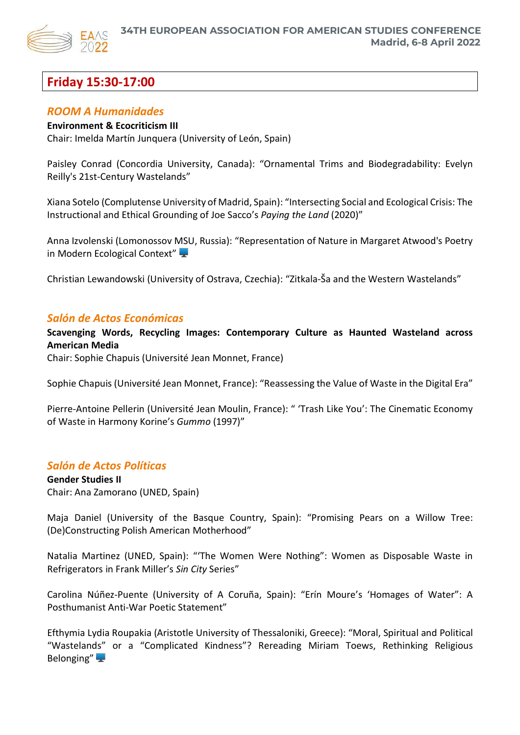## Friday 15:30-17:00

### *ROOM A Humanidades*

**Environment & Ecocriticism III**
Chair: Imelda Martín Junquera (University of León, Spain)

Paisley Conrad (Concordia University, Canada): "Ornamental Trims and Biodegradability: Evelyn Reilly's 21st-Century Wastelands"

Xiana Sotelo (Complutense University of Madrid, Spain): "Intersecting Social and Ecological Crisis: The Instructional and Ethical Grounding of Joe Sacco's *Paying the Land* (2020)"

Anna Izvolenski (Lomonossov MSU, Russia): "Representation of Nature in Margaret Atwood's Poetry in Modern Ecological Context" 🖥️

Christian Lewandowski (University of Ostrava, Czechia): "Zitkala-Ša and the Western Wastelands"

### *Salón de Actos Económicas*

**Scavenging Words, Recycling Images: Contemporary Culture as Haunted Wasteland across American Media**
Chair: Sophie Chapuis (Université Jean Monnet, France)

Sophie Chapuis (Université Jean Monnet, France): "Reassessing the Value of Waste in the Digital Era"

Pierre-Antoine Pellerin (Université Jean Moulin, France): " 'Trash Like You': The Cinematic Economy of Waste in Harmony Korine's *Gummo* (1997)"

### *Salón de Actos Políticas*

**Gender Studies II**
Chair: Ana Zamorano (UNED, Spain)

Maja Daniel (University of the Basque Country, Spain): "Promising Pears on a Willow Tree: (De)Constructing Polish American Motherhood"

Natalia Martinez (UNED, Spain): "'The Women Were Nothing": Women as Disposable Waste in Refrigerators in Frank Miller's *Sin City* Series"

Carolina Núñez-Puente (University of A Coruña, Spain): "Erín Moure's 'Homages of Water": A Posthumanist Anti-War Poetic Statement"

Efthymia Lydia Roupakia (Aristotle University of Thessaloniki, Greece): "Moral, Spiritual and Political "Wastelands" or a "Complicated Kindness"? Rereading Miriam Toews, Rethinking Religious Belonging" 🖥️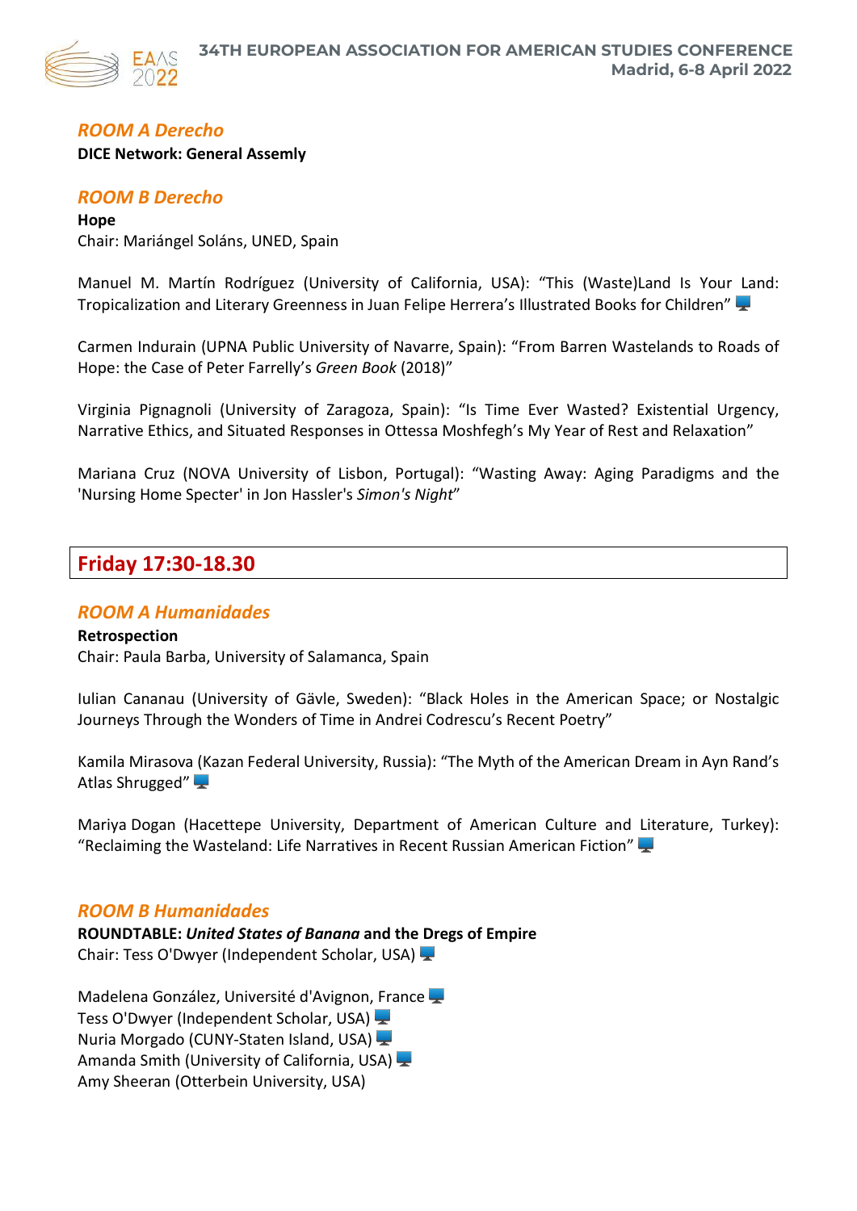## *ROOM A Derecho*

**DICE Network: General Assemly**

## *ROOM B Derecho*

**Hope**
Chair: Mariángel Soláns, UNED, Spain

Manuel M. Martín Rodríguez (University of California, USA): "This (Waste)Land Is Your Land: Tropicalization and Literary Greenness in Juan Felipe Herrera's Illustrated Books for Children" 🖥

Carmen Indurain (UPNA Public University of Navarre, Spain): "From Barren Wastelands to Roads of Hope: the Case of Peter Farrelly's *Green Book* (2018)"

Virginia Pignagnoli (University of Zaragoza, Spain): "Is Time Ever Wasted? Existential Urgency, Narrative Ethics, and Situated Responses in Ottessa Moshfegh's My Year of Rest and Relaxation"

Mariana Cruz (NOVA University of Lisbon, Portugal): "Wasting Away: Aging Paradigms and the 'Nursing Home Specter' in Jon Hassler's *Simon's Night*"

# Friday 17:30-18.30

## *ROOM A Humanidades*

**Retrospection**
Chair: Paula Barba, University of Salamanca, Spain

Iulian Cananau (University of Gävle, Sweden): "Black Holes in the American Space; or Nostalgic Journeys Through the Wonders of Time in Andrei Codrescu's Recent Poetry"

Kamila Mirasova (Kazan Federal University, Russia): "The Myth of the American Dream in Ayn Rand's Atlas Shrugged" 🖥

Mariya Dogan (Hacettepe University, Department of American Culture and Literature, Turkey): "Reclaiming the Wasteland: Life Narratives in Recent Russian American Fiction" 🖥

## *ROOM B Humanidades*

**ROUNDTABLE: *United States of Banana* and the Dregs of Empire**
Chair: Tess O'Dwyer (Independent Scholar, USA) 🖥

Madelena González, Université d'Avignon, France 🖥
Tess O'Dwyer (Independent Scholar, USA) 🖥
Nuria Morgado (CUNY-Staten Island, USA) 🖥
Amanda Smith (University of California, USA) 🖥
Amy Sheeran (Otterbein University, USA)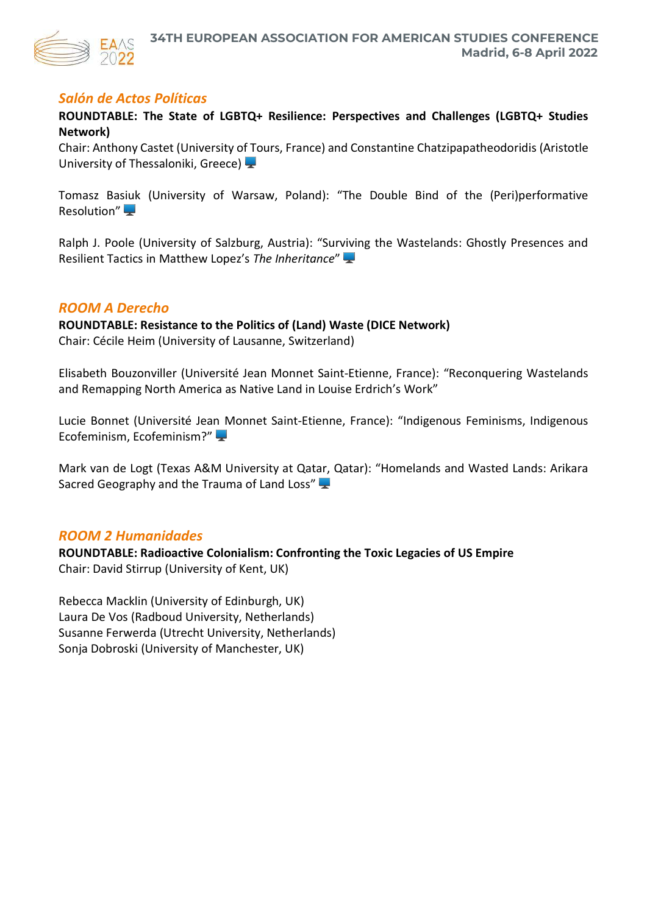## *Salón de Actos Políticas*

**ROUNDTABLE: The State of LGBTQ+ Resilience: Perspectives and Challenges (LGBTQ+ Studies Network)**
Chair: Anthony Castet (University of Tours, France) and Constantine Chatzipapatheodoridis (Aristotle University of Thessaloniki, Greece)

Tomasz Basiuk (University of Warsaw, Poland): "The Double Bind of the (Peri)performative Resolution"

Ralph J. Poole (University of Salzburg, Austria): "Surviving the Wastelands: Ghostly Presences and Resilient Tactics in Matthew Lopez's *The Inheritance*"

## *ROOM A Derecho*

**ROUNDTABLE: Resistance to the Politics of (Land) Waste (DICE Network)**
Chair: Cécile Heim (University of Lausanne, Switzerland)

Elisabeth Bouzonviller (Université Jean Monnet Saint-Etienne, France): "Reconquering Wastelands and Remapping North America as Native Land in Louise Erdrich's Work"

Lucie Bonnet (Université Jean Monnet Saint-Etienne, France): "Indigenous Feminisms, Indigenous Ecofeminism, Ecofeminism?"

Mark van de Logt (Texas A&M University at Qatar, Qatar): "Homelands and Wasted Lands: Arikara Sacred Geography and the Trauma of Land Loss"

## *ROOM 2 Humanidades*

**ROUNDTABLE: Radioactive Colonialism: Confronting the Toxic Legacies of US Empire**
Chair: David Stirrup (University of Kent, UK)

Rebecca Macklin (University of Edinburgh, UK)
Laura De Vos (Radboud University, Netherlands)
Susanne Ferwerda (Utrecht University, Netherlands)
Sonja Dobroski (University of Manchester, UK)